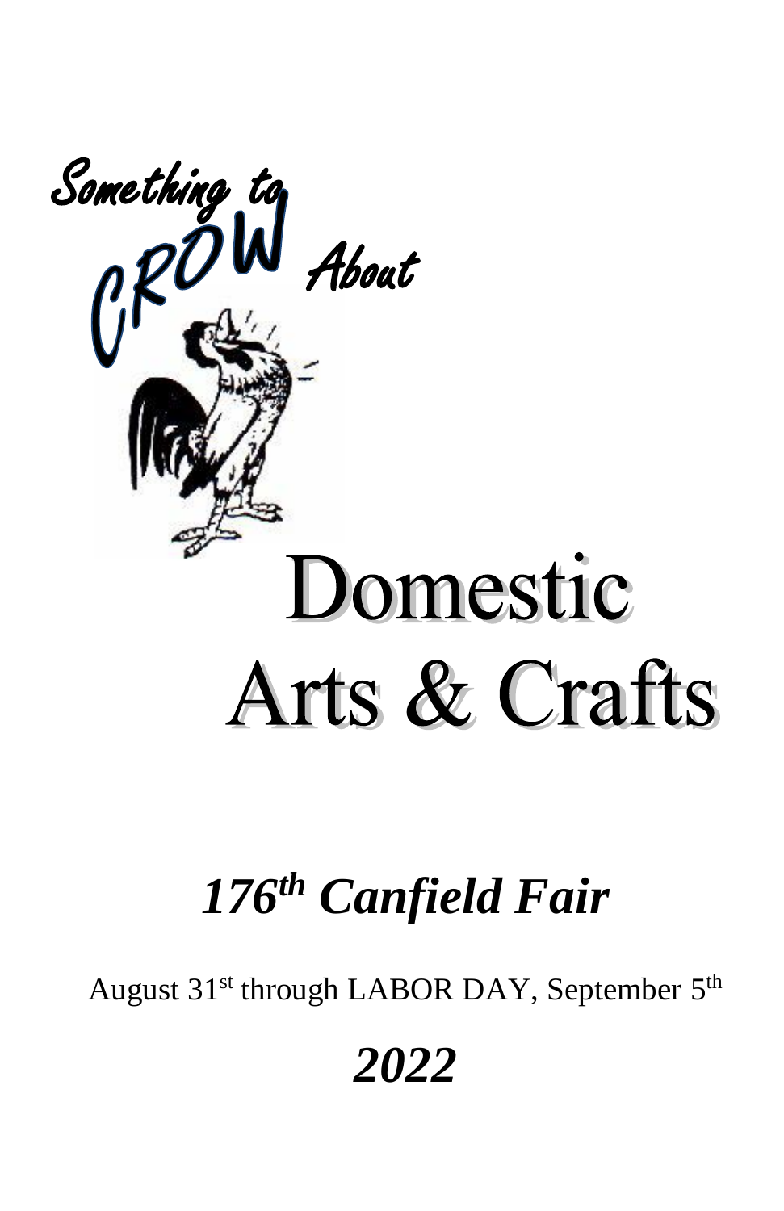Something to CROW About

# Domestic Arts & Crafts

## *176th Canfield Fair*

August 31st through LABOR DAY, September 5th

## *2022*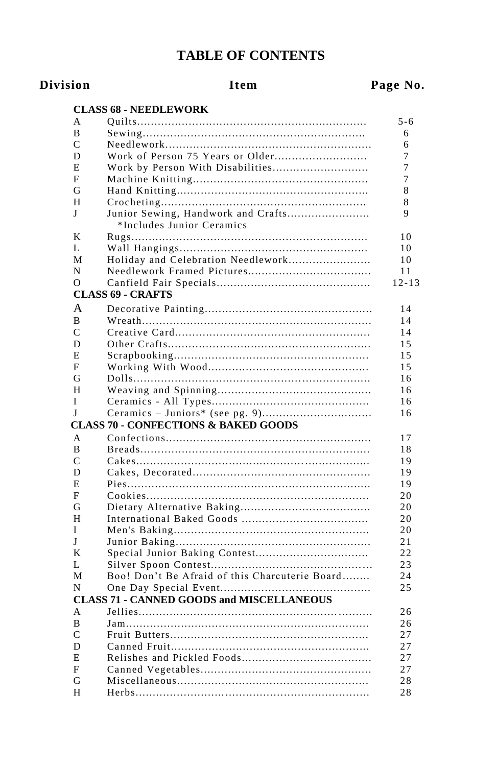# TABLE OF CONTENTS

| Division | Item | Page No. |
|---|---|---|
| | **CLASS 68 - NEEDLEWORK** | |
| A | Quilts | 5-6 |
| B | Sewing | 6 |
| C | Needlework | 6 |
| D | Work of Person 75 Years or Older | 7 |
| E | Work by Person With Disabilities | 7 |
| F | Machine Knitting | 7 |
| G | Hand Knitting | 8 |
| H | Crocheting | 8 |
| J | Junior Sewing, Handwork and Crafts<br>*Includes Junior Ceramics | 9 |
| K | Rugs | 10 |
| L | Wall Hangings | 10 |
| M | Holiday and Celebration Needlework | 10 |
| N | Needlework Framed Pictures | 11 |
| O | Canfield Fair Specials | 12-13 |
| | **CLASS 69 - CRAFTS** | |
| A | Decorative Painting | 14 |
| B | Wreath | 14 |
| C | Creative Card | 14 |
| D | Other Crafts | 15 |
| E | Scrapbooking | 15 |
| F | Working With Wood | 15 |
| G | Dolls | 16 |
| H | Weaving and Spinning | 16 |
| I | Ceramics - All Types | 16 |
| J | Ceramics – Juniors* (see pg. 9) | 16 |
| | **CLASS 70 - CONFECTIONS & BAKED GOODS** | |
| A | Confections | 17 |
| B | Breads | 18 |
| C | Cakes | 19 |
| D | Cakes, Decorated | 19 |
| E | Pies | 19 |
| F | Cookies | 20 |
| G | Dietary Alternative Baking | 20 |
| H | International Baked Goods | 20 |
| I | Men's Baking | 20 |
| J | Junior Baking | 21 |
| K | Special Junior Baking Contest | 22 |
| L | Silver Spoon Contest | 23 |
| M | Boo! Don't Be Afraid of this Charcuterie Board | 24 |
| N | One Day Special Event | 25 |
| | **CLASS 71 - CANNED GOODS and MISCELLANEOUS** | |
| A | Jellies | 26 |
| B | Jam | 26 |
| C | Fruit Butters | 27 |
| D | Canned Fruit | 27 |
| E | Relishes and Pickled Foods | 27 |
| F | Canned Vegetables | 27 |
| G | Miscellaneous | 28 |
| H | Herbs | 28 |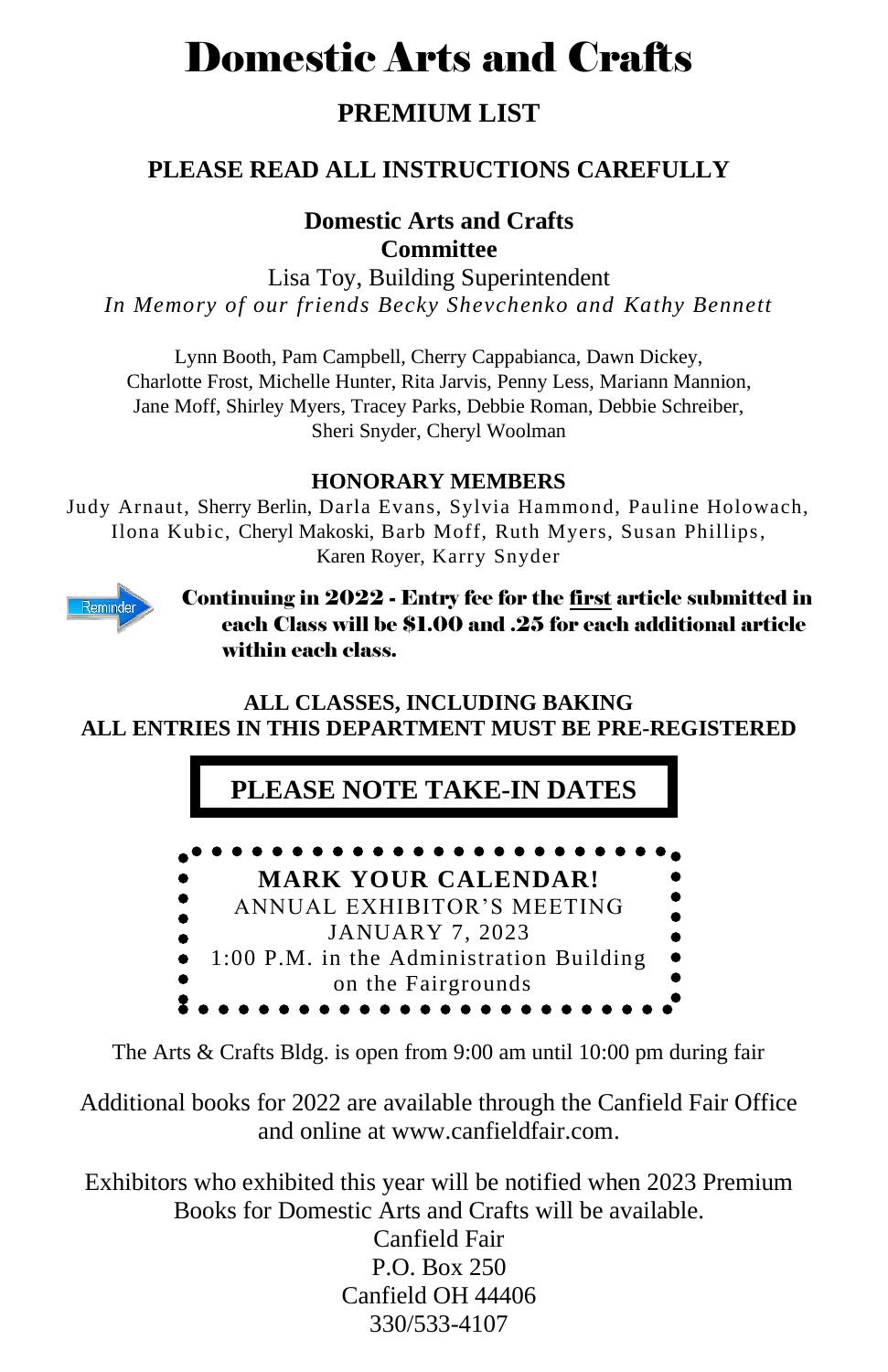# Domestic Arts and Crafts

## PREMIUM LIST

### PLEASE READ ALL INSTRUCTIONS CAREFULLY

**Domestic Arts and Crafts**
**Committee**

Lisa Toy, Building Superintendent

*In Memory of our friends Becky Shevchenko and Kathy Bennett*

Lynn Booth, Pam Campbell, Cherry Cappabianca, Dawn Dickey, Charlotte Frost, Michelle Hunter, Rita Jarvis, Penny Less, Mariann Mannion, Jane Moff, Shirley Myers, Tracey Parks, Debbie Roman, Debbie Schreiber, Sheri Snyder, Cheryl Woolman

**HONORARY MEMBERS**

Judy Arnaut, Sherry Berlin, Darla Evans, Sylvia Hammond, Pauline Holowach, Ilona Kubic, Cheryl Makoski, Barb Moff, Ruth Myers, Susan Phillips, Karen Royer, Karry Snyder

Reminder

**Continuing in 2022 - Entry fee for the first article submitted in each Class will be $1.00 and .25 for each additional article within each class.**

**ALL CLASSES, INCLUDING BAKING**
**ALL ENTRIES IN THIS DEPARTMENT MUST BE PRE-REGISTERED**

**PLEASE NOTE TAKE-IN DATES**

**MARK YOUR CALENDAR!**
ANNUAL EXHIBITOR'S MEETING
JANUARY 7, 2023
1:00 P.M. in the Administration Building
on the Fairgrounds

The Arts & Crafts Bldg. is open from 9:00 am until 10:00 pm during fair

Additional books for 2022 are available through the Canfield Fair Office and online at www.canfieldfair.com.

Exhibitors who exhibited this year will be notified when 2023 Premium Books for Domestic Arts and Crafts will be available.

Canfield Fair
P.O. Box 250
Canfield OH 44406
330/533-4107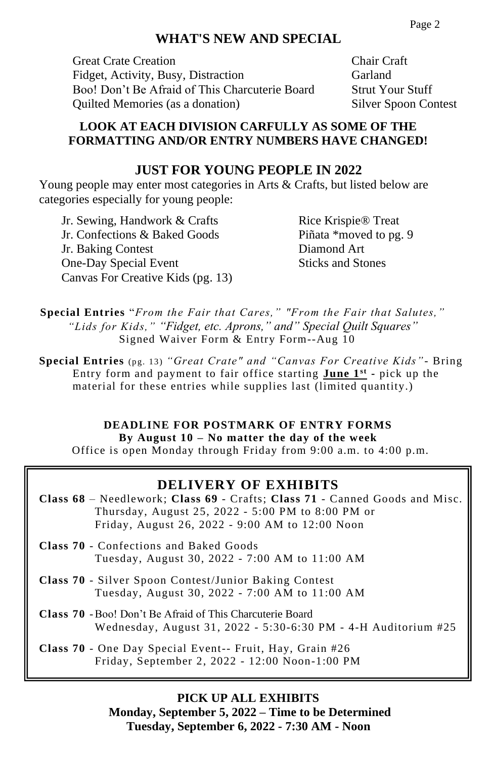## WHAT'S NEW AND SPECIAL

Great Crate Creation
Fidget, Activity, Busy, Distraction
Boo! Don't Be Afraid of This Charcuterie Board
Quilted Memories (as a donation)
Chair Craft
Garland
Strut Your Stuff
Silver Spoon Contest

**LOOK AT EACH DIVISION CARFULLY AS SOME OF THE FORMATTING AND/OR ENTRY NUMBERS HAVE CHANGED!**

## JUST FOR YOUNG PEOPLE IN 2022

Young people may enter most categories in Arts & Crafts, but listed below are categories especially for young people:

Jr. Sewing, Handwork & Crafts
Jr. Confections & Baked Goods
Jr. Baking Contest
One-Day Special Event
Canvas For Creative Kids (pg. 13)
Rice Krispie® Treat
Piñata *moved to pg. 9
Diamond Art
Sticks and Stones

**Special Entries** "*From the Fair that Cares," "From the Fair that Salutes," "Lids for Kids," "Fidget, etc. Aprons," and" Special Quilt Squares"*
Signed Waiver Form & Entry Form--Aug 10

**Special Entries** (pg. 13) *"Great Crate" and "Canvas For Creative Kids"*- Bring Entry form and payment to fair office starting **June 1st** - pick up the material for these entries while supplies last (limited quantity.)

**DEADLINE FOR POSTMARK OF ENTRY FORMS**
**By August 10 – No matter the day of the week**
Office is open Monday through Friday from 9:00 a.m. to 4:00 p.m.

## DELIVERY OF EXHIBITS

**Class 68** – Needlework; **Class 69** - Crafts; **Class 71** - Canned Goods and Misc.
Thursday, August 25, 2022 - 5:00 PM to 8:00 PM or
Friday, August 26, 2022 - 9:00 AM to 12:00 Noon

**Class 70** - Confections and Baked Goods
Tuesday, August 30, 2022 - 7:00 AM to 11:00 AM

**Class 70** - Silver Spoon Contest/Junior Baking Contest
Tuesday, August 30, 2022 - 7:00 AM to 11:00 AM

**Class 70** - Boo! Don't Be Afraid of This Charcuterie Board
Wednesday, August 31, 2022 - 5:30-6:30 PM - 4-H Auditorium #25

**Class 70** - One Day Special Event-- Fruit, Hay, Grain #26
Friday, September 2, 2022 - 12:00 Noon-1:00 PM

**PICK UP ALL EXHIBITS**
**Monday, September 5, 2022 – Time to be Determined**
**Tuesday, September 6, 2022 - 7:30 AM - Noon**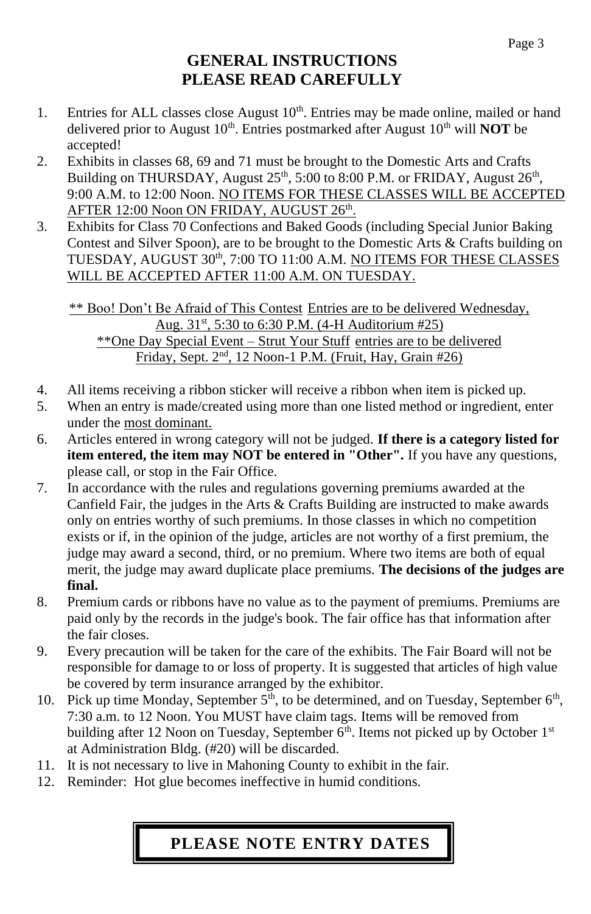# GENERAL INSTRUCTIONS
# PLEASE READ CAREFULLY

1. Entries for ALL classes close August 10th. Entries may be made online, mailed or hand delivered prior to August 10th. Entries postmarked after August 10th will **NOT** be accepted!
2. Exhibits in classes 68, 69 and 71 must be brought to the Domestic Arts and Crafts Building on THURSDAY, August 25th, 5:00 to 8:00 P.M. or FRIDAY, August 26th, 9:00 A.M. to 12:00 Noon. NO ITEMS FOR THESE CLASSES WILL BE ACCEPTED AFTER 12:00 Noon ON FRIDAY, AUGUST 26th.
3. Exhibits for Class 70 Confections and Baked Goods (including Special Junior Baking Contest and Silver Spoon), are to be brought to the Domestic Arts & Crafts building on TUESDAY, AUGUST 30th, 7:00 TO 11:00 A.M. NO ITEMS FOR THESE CLASSES WILL BE ACCEPTED AFTER 11:00 A.M. ON TUESDAY.

** Boo! Don't Be Afraid of This Contest Entries are to be delivered Wednesday, Aug. 31st, 5:30 to 6:30 P.M. (4-H Auditorium #25)
**One Day Special Event – Strut Your Stuff entries are to be delivered Friday, Sept. 2nd, 12 Noon-1 P.M. (Fruit, Hay, Grain #26)

4. All items receiving a ribbon sticker will receive a ribbon when item is picked up.
5. When an entry is made/created using more than one listed method or ingredient, enter under the most dominant.
6. Articles entered in wrong category will not be judged. **If there is a category listed for item entered, the item may NOT be entered in "Other".** If you have any questions, please call, or stop in the Fair Office.
7. In accordance with the rules and regulations governing premiums awarded at the Canfield Fair, the judges in the Arts & Crafts Building are instructed to make awards only on entries worthy of such premiums. In those classes in which no competition exists or if, in the opinion of the judge, articles are not worthy of a first premium, the judge may award a second, third, or no premium. Where two items are both of equal merit, the judge may award duplicate place premiums. **The decisions of the judges are final.**
8. Premium cards or ribbons have no value as to the payment of premiums. Premiums are paid only by the records in the judge's book. The fair office has that information after the fair closes.
9. Every precaution will be taken for the care of the exhibits. The Fair Board will not be responsible for damage to or loss of property. It is suggested that articles of high value be covered by term insurance arranged by the exhibitor.
10. Pick up time Monday, September 5th, to be determined, and on Tuesday, September 6th, 7:30 a.m. to 12 Noon. You MUST have claim tags. Items will be removed from building after 12 Noon on Tuesday, September 6th. Items not picked up by October 1st at Administration Bldg. (#20) will be discarded.
11. It is not necessary to live in Mahoning County to exhibit in the fair.
12. Reminder: Hot glue becomes ineffective in humid conditions.

**PLEASE NOTE ENTRY DATES**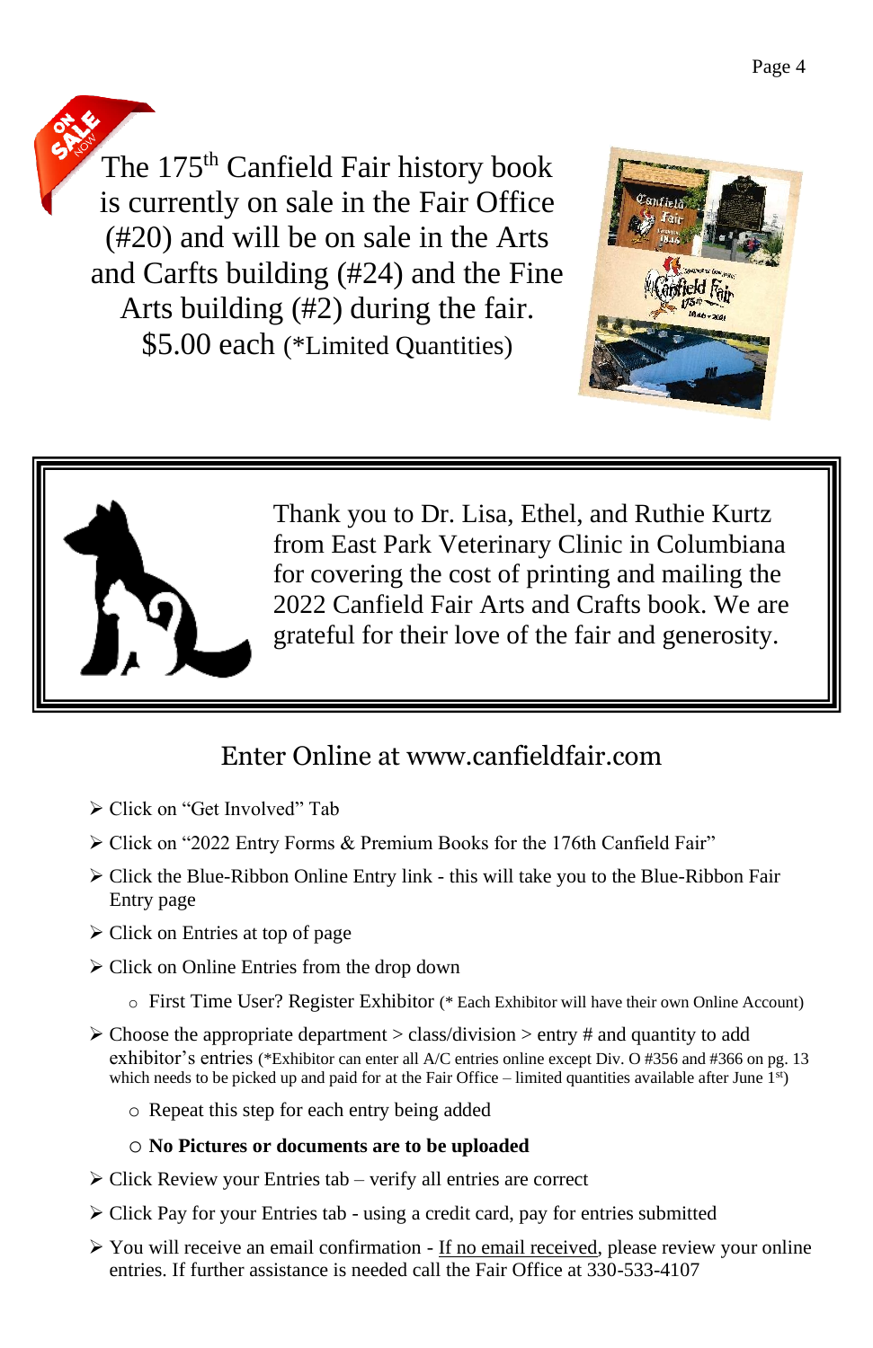The 175th Canfield Fair history book is currently on sale in the Fair Office (#20) and will be on sale in the Arts and Carfts building (#24) and the Fine Arts building (#2) during the fair. $5.00 each (*Limited Quantities)

Thank you to Dr. Lisa, Ethel, and Ruthie Kurtz from East Park Veterinary Clinic in Columbiana for covering the cost of printing and mailing the 2022 Canfield Fair Arts and Crafts book. We are grateful for their love of the fair and generosity.

## Enter Online at www.canfieldfair.com

- Click on "Get Involved" Tab
- Click on "2022 Entry Forms & Premium Books for the 176th Canfield Fair"
- Click the Blue-Ribbon Online Entry link - this will take you to the Blue-Ribbon Fair Entry page
- Click on Entries at top of page
- Click on Online Entries from the drop down
  - First Time User? Register Exhibitor (* Each Exhibitor will have their own Online Account)
- Choose the appropriate department > class/division > entry # and quantity to add exhibitor's entries (*Exhibitor can enter all A/C entries online except Div. O #356 and #366 on pg. 13 which needs to be picked up and paid for at the Fair Office – limited quantities available after June 1st)
  - Repeat this step for each entry being added
  - **No Pictures or documents are to be uploaded**
- Click Review your Entries tab – verify all entries are correct
- Click Pay for your Entries tab - using a credit card, pay for entries submitted
- You will receive an email confirmation - If no email received, please review your online entries. If further assistance is needed call the Fair Office at 330-533-4107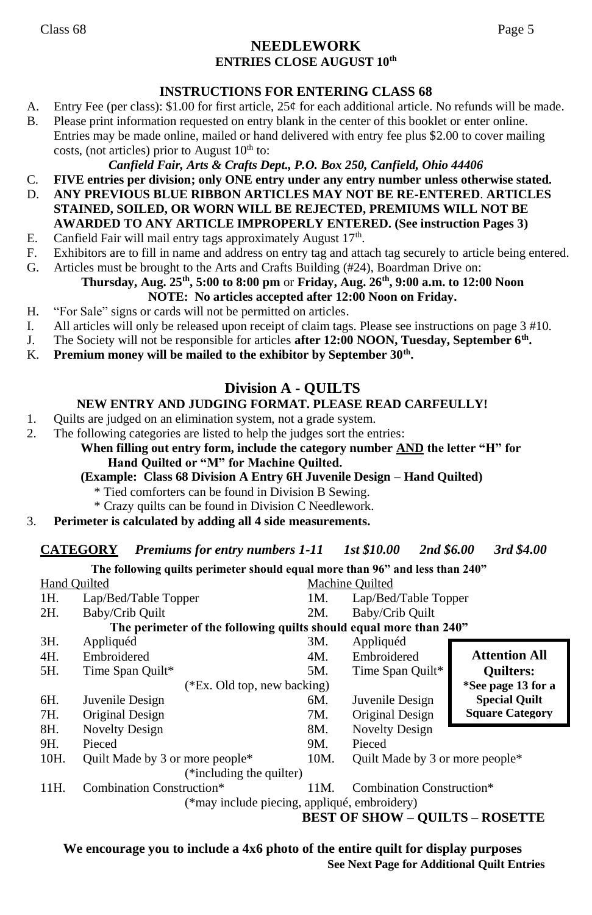## NEEDLEWORK
### ENTRIES CLOSE AUGUST 10th

### INSTRUCTIONS FOR ENTERING CLASS 68

A. Entry Fee (per class): $1.00 for first article, 25¢ for each additional article. No refunds will be made.
B. Please print information requested on entry blank in the center of this booklet or enter online. Entries may be made online, mailed or hand delivered with entry fee plus $2.00 to cover mailing costs, (not articles) prior to August 10th to:

   ***Canfield Fair, Arts & Crafts Dept., P.O. Box 250, Canfield, Ohio 44406***

C. **FIVE entries per division; only ONE entry under any entry number unless otherwise stated.**
D. **ANY PREVIOUS BLUE RIBBON ARTICLES MAY NOT BE RE-ENTERED**. **ARTICLES STAINED, SOILED, OR WORN WILL BE REJECTED, PREMIUMS WILL NOT BE AWARDED TO ANY ARTICLE IMPROPERLY ENTERED. (See instruction Pages 3)**
E. Canfield Fair will mail entry tags approximately August 17th.
F. Exhibitors are to fill in name and address on entry tag and attach tag securely to article being entered.
G. Articles must be brought to the Arts and Crafts Building (#24), Boardman Drive on:

   **Thursday, Aug. 25th, 5:00 to 8:00 pm** or **Friday, Aug. 26th, 9:00 a.m. to 12:00 Noon**

   **NOTE: No articles accepted after 12:00 Noon on Friday.**

H. "For Sale" signs or cards will not be permitted on articles.
I. All articles will only be released upon receipt of claim tags. Please see instructions on page 3 #10.
J. The Society will not be responsible for articles **after 12:00 NOON, Tuesday, September 6th.**
K. **Premium money will be mailed to the exhibitor by September 30th.**

## Division A - QUILTS

### NEW ENTRY AND JUDGING FORMAT. PLEASE READ CARFEULLY!

1. Quilts are judged on an elimination system, not a grade system.
2. The following categories are listed to help the judges sort the entries:

   **When filling out entry form, include the category number AND the letter "H" for Hand Quilted or "M" for Machine Quilted.**

   **(Example: Class 68 Division A Entry 6H Juvenile Design – Hand Quilted)**

   \* Tied comforters can be found in Division B Sewing.

   \* Crazy quilts can be found in Division C Needlework.

3. **Perimeter is calculated by adding all 4 side measurements.**

**CATEGORY** ***Premiums for entry numbers 1-11 1st $10.00 2nd $6.00 3rd $4.00***

**The following quilts perimeter should equal more than 96" and less than 240"**

| Hand Quilted | | Machine Quilted | |
|---|---|---|---|
| 1H. | Lap/Bed/Table Topper | 1M. | Lap/Bed/Table Topper |
| 2H. | Baby/Crib Quilt | 2M. | Baby/Crib Quilt |

**The perimeter of the following quilts should equal more than 240"**

| | | | |
|---|---|---|---|
| 3H. | Appliquéd | 3M. | Appliquéd |
| 4H. | Embroidered | 4M. | Embroidered |
| 5H. | Time Span Quilt* (*Ex. Old top, new backing) | 5M. | Time Span Quilt* |
| 6H. | Juvenile Design | 6M. | Juvenile Design |
| 7H. | Original Design | 7M. | Original Design |
| 8H. | Novelty Design | 8M. | Novelty Design |
| 9H. | Pieced | 9M. | Pieced |
| 10H. | Quilt Made by 3 or more people* (*including the quilter) | 10M. | Quilt Made by 3 or more people* |
| 11H. | Combination Construction* (*may include piecing, appliqué, embroidery) | 11M. | Combination Construction* |

**Attention All Quilters:** **\*See page 13 for a Special Quilt Square Category**

**BEST OF SHOW – QUILTS – ROSETTE**

**We encourage you to include a 4x6 photo of the entire quilt for display purposes**

**See Next Page for Additional Quilt Entries**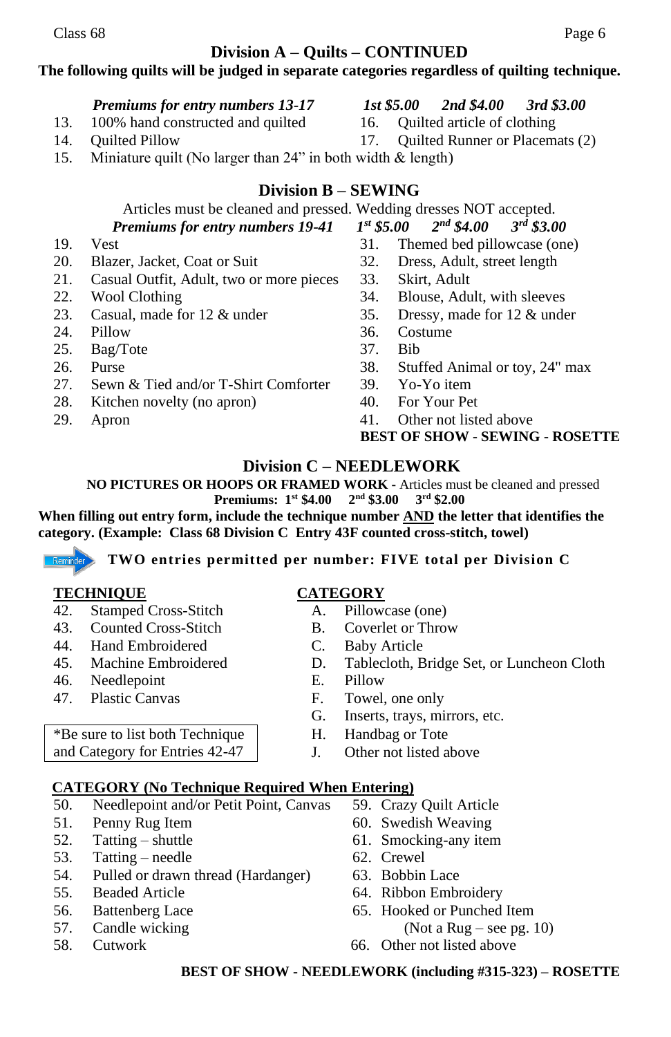## Division A – Quilts – CONTINUED

**The following quilts will be judged in separate categories regardless of quilting technique.**

***Premiums for entry numbers 13-17*** ***1st $5.00 2nd $4.00 3rd $3.00***

13. 100% hand constructed and quilted
14. Quilted Pillow
15. Miniature quilt (No larger than 24” in both width & length)
16. Quilted article of clothing
17. Quilted Runner or Placemats (2)

## Division B – SEWING

Articles must be cleaned and pressed. Wedding dresses NOT accepted.

***Premiums for entry numbers 19-41*** ***1st $5.00 2nd $4.00 3rd $3.00***

19. Vest
20. Blazer, Jacket, Coat or Suit
21. Casual Outfit, Adult, two or more pieces
22. Wool Clothing
23. Casual, made for 12 & under
24. Pillow
25. Bag/Tote
26. Purse
27. Sewn & Tied and/or T-Shirt Comforter
28. Kitchen novelty (no apron)
29. Apron
31. Themed bed pillowcase (one)
32. Dress, Adult, street length
33. Skirt, Adult
34. Blouse, Adult, with sleeves
35. Dressy, made for 12 & under
36. Costume
37. Bib
38. Stuffed Animal or toy, 24" max
39. Yo-Yo item
40. For Your Pet
41. Other not listed above

**BEST OF SHOW - SEWING - ROSETTE**

## Division C – NEEDLEWORK

**NO PICTURES OR HOOPS OR FRAMED WORK -** Articles must be cleaned and pressed

**Premiums: 1st $4.00 2nd $3.00 3rd $2.00**

**When filling out entry form, include the technique number AND the letter that identifies the category. (Example: Class 68 Division C Entry 43F counted cross-stitch, towel)**

Reminder **TWO entries permitted per number: FIVE total per Division C**

**TECHNIQUE**

42. Stamped Cross-Stitch
43. Counted Cross-Stitch
44. Hand Embroidered
45. Machine Embroidered
46. Needlepoint
47. Plastic Canvas

*Be sure to list both Technique and Category for Entries 42-47

**CATEGORY**

A. Pillowcase (one)
B. Coverlet or Throw
C. Baby Article
D. Tablecloth, Bridge Set, or Luncheon Cloth
E. Pillow
F. Towel, one only
G. Inserts, trays, mirrors, etc.
H. Handbag or Tote
J. Other not listed above

**CATEGORY (No Technique Required When Entering)**

50. Needlepoint and/or Petit Point, Canvas
51. Penny Rug Item
52. Tatting – shuttle
53. Tatting – needle
54. Pulled or drawn thread (Hardanger)
55. Beaded Article
56. Battenberg Lace
57. Candle wicking
58. Cutwork
59. Crazy Quilt Article
60. Swedish Weaving
61. Smocking-any item
62. Crewel
63. Bobbin Lace
64. Ribbon Embroidery
65. Hooked or Punched Item (Not a Rug – see pg. 10)
66. Other not listed above

**BEST OF SHOW - NEEDLEWORK (including #315-323) – ROSETTE**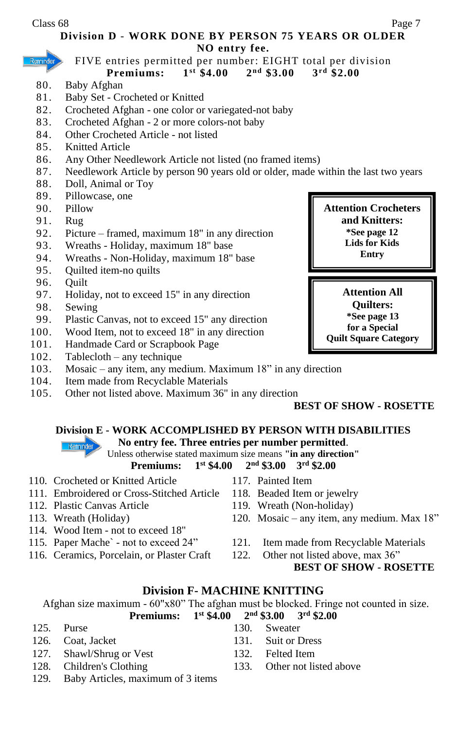Class 68

## Division D - WORK DONE BY PERSON 75 YEARS OR OLDER

**NO entry fee.**

Reminder FIVE entries permitted per number: EIGHT total per division

**Premiums: 1st $4.00 2nd $3.00 3rd $2.00**

80. Baby Afghan
81. Baby Set - Crocheted or Knitted
82. Crocheted Afghan - one color or variegated-not baby
83. Crocheted Afghan - 2 or more colors-not baby
84. Other Crocheted Article - not listed
85. Knitted Article
86. Any Other Needlework Article not listed (no framed items)
87. Needlework Article by person 90 years old or older, made within the last two years
88. Doll, Animal or Toy
89. Pillowcase, one
90. Pillow
91. Rug
92. Picture – framed, maximum 18" in any direction
93. Wreaths - Holiday, maximum 18" base
94. Wreaths - Non-Holiday, maximum 18" base
95. Quilted item-no quilts
96. Quilt
97. Holiday, not to exceed 15" in any direction
98. Sewing
99. Plastic Canvas, not to exceed 15" any direction
100. Wood Item, not to exceed 18" in any direction
101. Handmade Card or Scrapbook Page
102. Tablecloth – any technique
103. Mosaic – any item, any medium. Maximum 18" in any direction
104. Item made from Recyclable Materials
105. Other not listed above. Maximum 36" in any direction

**Attention Crocheters and Knitters:**
**\*See page 12 Lids for Kids Entry**

**Attention All Quilters:**
**\*See page 13 for a Special Quilt Square Category**

**BEST OF SHOW - ROSETTE**

## Division E - WORK ACCOMPLISHED BY PERSON WITH DISABILITIES

Reminder **No entry fee. Three entries per number permitted.**

Unless otherwise stated maximum size means **"in any direction"**

**Premiums: 1st $4.00 2nd $3.00 3rd $2.00**

110. Crocheted or Knitted Article
111. Embroidered or Cross-Stitched Article
112. Plastic Canvas Article
113. Wreath (Holiday)
114. Wood Item - not to exceed 18"
115. Paper Mache` - not to exceed 24"
116. Ceramics, Porcelain, or Plaster Craft
117. Painted Item
118. Beaded Item or jewelry
119. Wreath (Non-holiday)
120. Mosaic – any item, any medium. Max 18"
121. Item made from Recyclable Materials
122. Other not listed above, max 36"

**BEST OF SHOW - ROSETTE**

## Division F- MACHINE KNITTING

Afghan size maximum - 60"x80" The afghan must be blocked. Fringe not counted in size.

**Premiums: 1st $4.00 2nd $3.00 3rd $2.00**

125. Purse
126. Coat, Jacket
127. Shawl/Shrug or Vest
128. Children's Clothing
129. Baby Articles, maximum of 3 items
130. Sweater
131. Suit or Dress
132. Felted Item
133. Other not listed above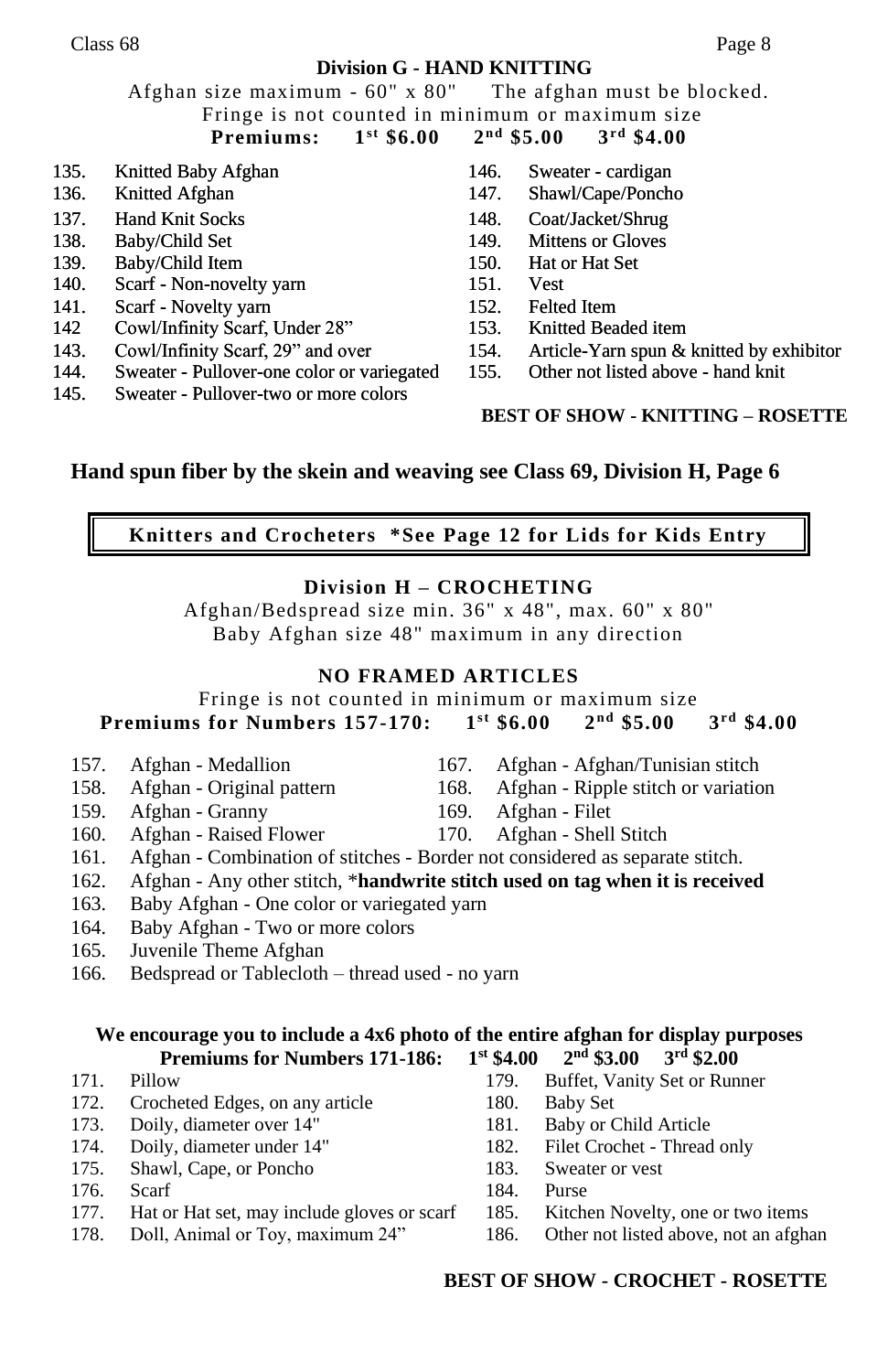Class 68

## Division G - HAND KNITTING

Afghan size maximum - 60" x 80"   The afghan must be blocked.
Fringe is not counted in minimum or maximum size

**Premiums: 1st $6.00  2nd $5.00  3rd $4.00**

135. Knitted Baby Afghan
136. Knitted Afghan
137. Hand Knit Socks
138. Baby/Child Set
139. Baby/Child Item
140. Scarf - Non-novelty yarn
141. Scarf - Novelty yarn
142 Cowl/Infinity Scarf, Under 28"
143. Cowl/Infinity Scarf, 29" and over
144. Sweater - Pullover-one color or variegated
145. Sweater - Pullover-two or more colors
146. Sweater - cardigan
147. Shawl/Cape/Poncho
148. Coat/Jacket/Shrug
149. Mittens or Gloves
150. Hat or Hat Set
151. Vest
152. Felted Item
153. Knitted Beaded item
154. Article-Yarn spun & knitted by exhibitor
155. Other not listed above - hand knit

**BEST OF SHOW - KNITTING – ROSETTE**

**Hand spun fiber by the skein and weaving see Class 69, Division H, Page 6**

**Knitters and Crocheters \*See Page 12 for Lids for Kids Entry**

## Division H – CROCHETING

Afghan/Bedspread size min. 36" x 48", max. 60" x 80"
Baby Afghan size 48" maximum in any direction

**NO FRAMED ARTICLES**

Fringe is not counted in minimum or maximum size

**Premiums for Numbers 157-170: 1st $6.00  2nd $5.00  3rd $4.00**

157. Afghan - Medallion
158. Afghan - Original pattern
159. Afghan - Granny
160. Afghan - Raised Flower
161. Afghan - Combination of stitches - Border not considered as separate stitch.
162. Afghan - Any other stitch, \***handwrite stitch used on tag when it is received**
163. Baby Afghan - One color or variegated yarn
164. Baby Afghan - Two or more colors
165. Juvenile Theme Afghan
166. Bedspread or Tablecloth – thread used - no yarn
167. Afghan - Afghan/Tunisian stitch
168. Afghan - Ripple stitch or variation
169. Afghan - Filet
170. Afghan - Shell Stitch

**We encourage you to include a 4x6 photo of the entire afghan for display purposes**

**Premiums for Numbers 171-186: 1st $4.00  2nd $3.00  3rd $2.00**

171. Pillow
172. Crocheted Edges, on any article
173. Doily, diameter over 14"
174. Doily, diameter under 14"
175. Shawl, Cape, or Poncho
176. Scarf
177. Hat or Hat set, may include gloves or scarf
178. Doll, Animal or Toy, maximum 24"
179. Buffet, Vanity Set or Runner
180. Baby Set
181. Baby or Child Article
182. Filet Crochet - Thread only
183. Sweater or vest
184. Purse
185. Kitchen Novelty, one or two items
186. Other not listed above, not an afghan

**BEST OF SHOW - CROCHET - ROSETTE**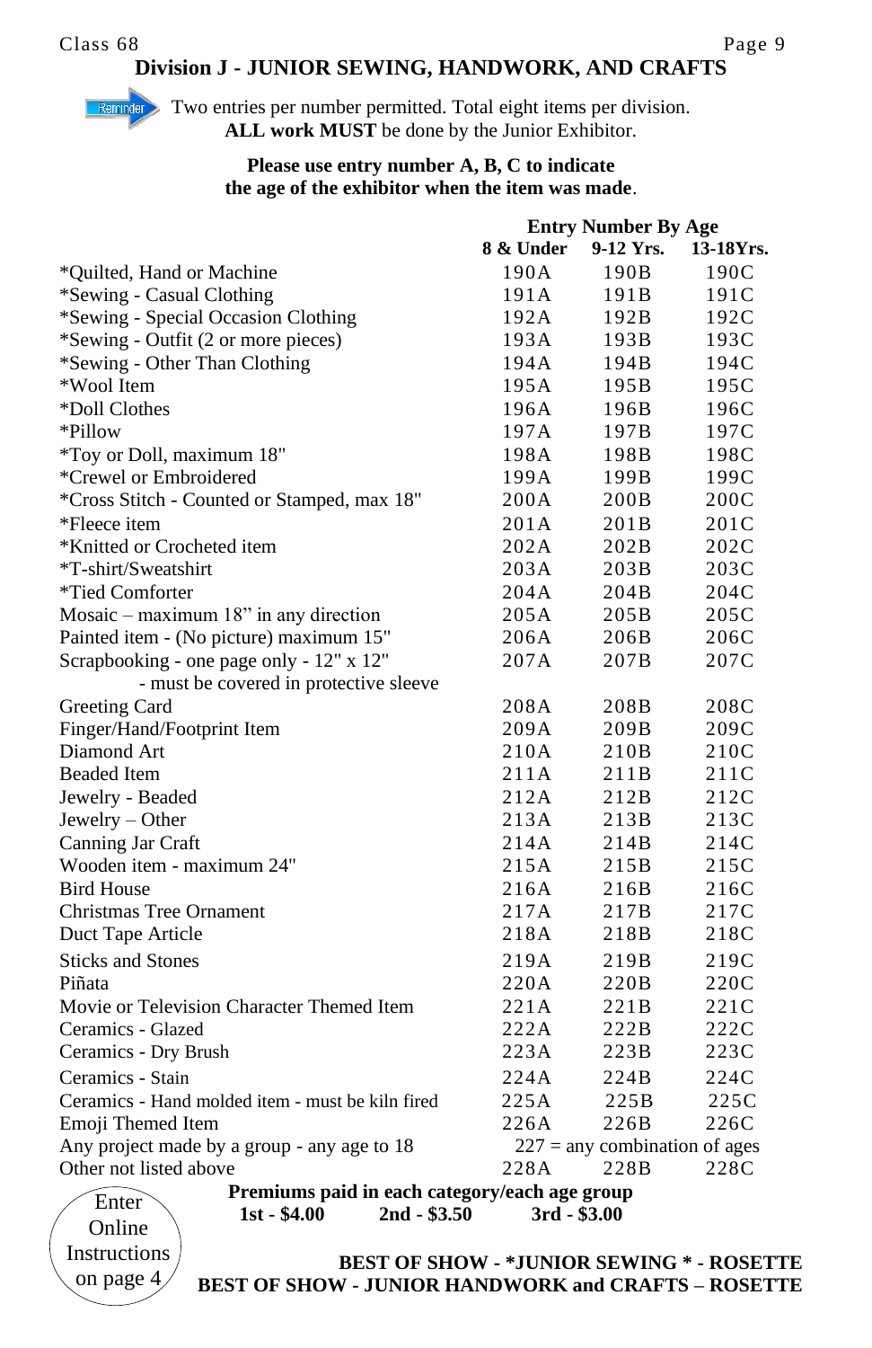# Division J - JUNIOR SEWING, HANDWORK, AND CRAFTS

Reminder: Two entries per number permitted. Total eight items per division.
**ALL work MUST** be done by the Junior Exhibitor.

**Please use entry number A, B, C to indicate the age of the exhibitor when the item was made**.

| | Entry Number By Age | | |
|---|---|---|---|
| | **8 & Under** | **9-12 Yrs.** | **13-18Yrs.** |
| *Quilted, Hand or Machine | 190A | 190B | 190C |
| *Sewing - Casual Clothing | 191A | 191B | 191C |
| *Sewing - Special Occasion Clothing | 192A | 192B | 192C |
| *Sewing - Outfit (2 or more pieces) | 193A | 193B | 193C |
| *Sewing - Other Than Clothing | 194A | 194B | 194C |
| *Wool Item | 195A | 195B | 195C |
| *Doll Clothes | 196A | 196B | 196C |
| *Pillow | 197A | 197B | 197C |
| *Toy or Doll, maximum 18" | 198A | 198B | 198C |
| *Crewel or Embroidered | 199A | 199B | 199C |
| *Cross Stitch - Counted or Stamped, max 18" | 200A | 200B | 200C |
| *Fleece item | 201A | 201B | 201C |
| *Knitted or Crocheted item | 202A | 202B | 202C |
| *T-shirt/Sweatshirt | 203A | 203B | 203C |
| *Tied Comforter | 204A | 204B | 204C |
| Mosaic – maximum 18" in any direction | 205A | 205B | 205C |
| Painted item - (No picture) maximum 15" | 206A | 206B | 206C |
| Scrapbooking - one page only - 12" x 12" - must be covered in protective sleeve | 207A | 207B | 207C |
| Greeting Card | 208A | 208B | 208C |
| Finger/Hand/Footprint Item | 209A | 209B | 209C |
| Diamond Art | 210A | 210B | 210C |
| Beaded Item | 211A | 211B | 211C |
| Jewelry - Beaded | 212A | 212B | 212C |
| Jewelry – Other | 213A | 213B | 213C |
| Canning Jar Craft | 214A | 214B | 214C |
| Wooden item - maximum 24" | 215A | 215B | 215C |
| Bird House | 216A | 216B | 216C |
| Christmas Tree Ornament | 217A | 217B | 217C |
| Duct Tape Article | 218A | 218B | 218C |
| Sticks and Stones | 219A | 219B | 219C |
| Piñata | 220A | 220B | 220C |
| Movie or Television Character Themed Item | 221A | 221B | 221C |
| Ceramics - Glazed | 222A | 222B | 222C |
| Ceramics - Dry Brush | 223A | 223B | 223C |
| Ceramics - Stain | 224A | 224B | 224C |
| Ceramics - Hand molded item - must be kiln fired | 225A | 225B | 225C |
| Emoji Themed Item | 226A | 226B | 226C |
| Any project made by a group - any age to 18 | 227 = any combination of ages | | |
| Other not listed above | 228A | 228B | 228C |

**Premiums paid in each category/each age group**
**1st - $4.00 2nd - $3.50 3rd - $3.00**

Enter Online Instructions on page 4

**BEST OF SHOW - *JUNIOR SEWING * - ROSETTE**
**BEST OF SHOW - JUNIOR HANDWORK and CRAFTS – ROSETTE**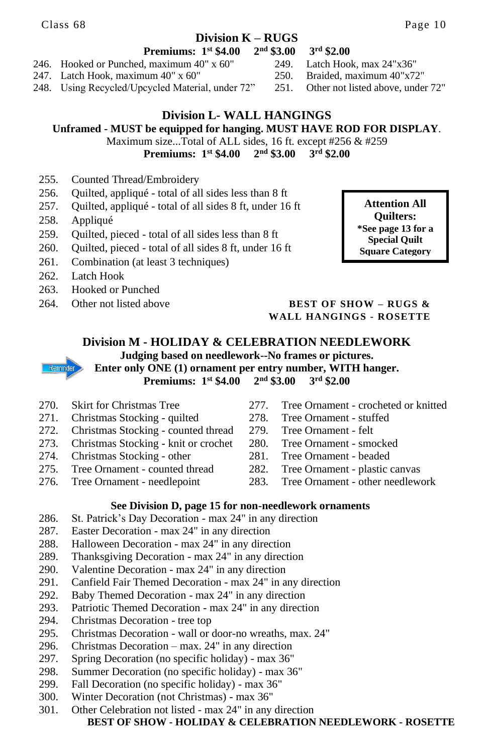## Division K – RUGS

**Premiums: 1st $4.00 2nd $3.00 3rd $2.00**

246. Hooked or Punched, maximum 40" x 60"
247. Latch Hook, maximum 40" x 60"
248. Using Recycled/Upcycled Material, under 72"
249. Latch Hook, max 24"x36"
250. Braided, maximum 40"x72"
251. Other not listed above, under 72"

## Division L- WALL HANGINGS

**Unframed - MUST be equipped for hanging. MUST HAVE ROD FOR DISPLAY**.

Maximum size...Total of ALL sides, 16 ft. except #256 & #259

**Premiums: 1st $4.00 2nd $3.00 3rd $2.00**

255. Counted Thread/Embroidery
256. Quilted, appliqué - total of all sides less than 8 ft
257. Quilted, appliqué - total of all sides 8 ft, under 16 ft
258. Appliqué
259. Quilted, pieced - total of all sides less than 8 ft
260. Quilted, pieced - total of all sides 8 ft, under 16 ft
261. Combination (at least 3 techniques)
262. Latch Hook
263. Hooked or Punched
264. Other not listed above

**Attention All Quilters: *See page 13 for a Special Quilt Square Category**

**BEST OF SHOW – RUGS & WALL HANGINGS - ROSETTE**

## Division M - HOLIDAY & CELEBRATION NEEDLEWORK

**Judging based on needlework--No frames or pictures.**

Reminder **Enter only ONE (1) ornament per entry number, WITH hanger.**

**Premiums: 1st $4.00 2nd $3.00 3rd $2.00**

270. Skirt for Christmas Tree
271. Christmas Stocking - quilted
272. Christmas Stocking - counted thread
273. Christmas Stocking - knit or crochet
274. Christmas Stocking - other
275. Tree Ornament - counted thread
276. Tree Ornament - needlepoint
277. Tree Ornament - crocheted or knitted
278. Tree Ornament - stuffed
279. Tree Ornament - felt
280. Tree Ornament - smocked
281. Tree Ornament - beaded
282. Tree Ornament - plastic canvas
283. Tree Ornament - other needlework

**See Division D, page 15 for non-needlework ornaments**

286. St. Patrick's Day Decoration - max 24" in any direction
287. Easter Decoration - max 24" in any direction
288. Halloween Decoration - max 24" in any direction
289. Thanksgiving Decoration - max 24" in any direction
290. Valentine Decoration - max 24" in any direction
291. Canfield Fair Themed Decoration - max 24" in any direction
292. Baby Themed Decoration - max 24" in any direction
293. Patriotic Themed Decoration - max 24" in any direction
294. Christmas Decoration - tree top
295. Christmas Decoration - wall or door-no wreaths, max. 24"
296. Christmas Decoration – max. 24" in any direction
297. Spring Decoration (no specific holiday) - max 36"
298. Summer Decoration (no specific holiday) - max 36"
299. Fall Decoration (no specific holiday) - max 36"
300. Winter Decoration (not Christmas) - max 36"
301. Other Celebration not listed - max 24" in any direction

**BEST OF SHOW - HOLIDAY & CELEBRATION NEEDLEWORK - ROSETTE**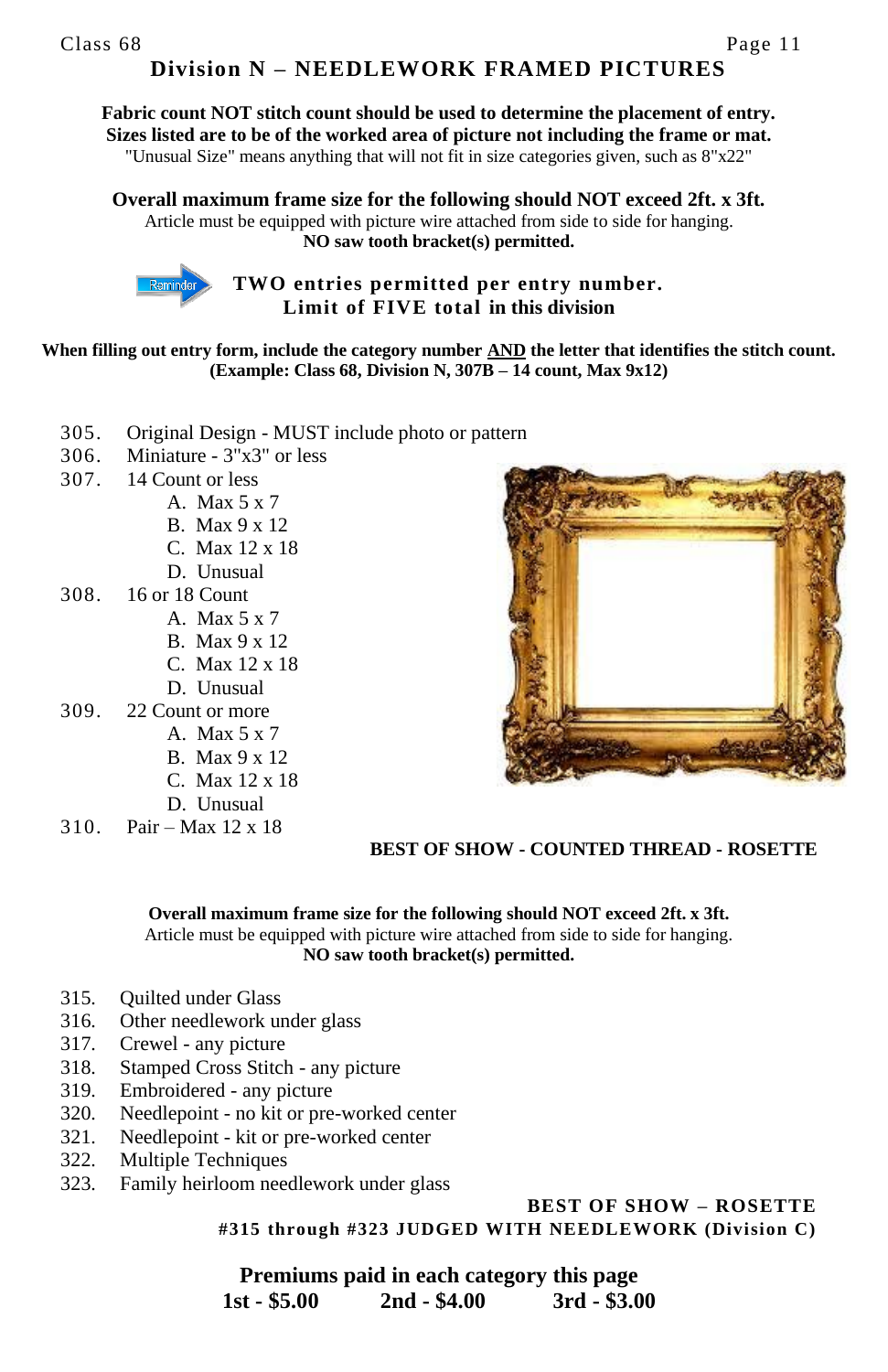# Division N – NEEDLEWORK FRAMED PICTURES

**Fabric count NOT stitch count should be used to determine the placement of entry.**
**Sizes listed are to be of the worked area of picture not including the frame or mat.**
"Unusual Size" means anything that will not fit in size categories given, such as 8"x22"

**Overall maximum frame size for the following should NOT exceed 2ft. x 3ft.**
Article must be equipped with picture wire attached from side to side for hanging.
**NO saw tooth bracket(s) permitted.**

Reminder **TWO entries permitted per entry number.**
**Limit of FIVE total in this division**

**When filling out entry form, include the category number AND the letter that identifies the stitch count. (Example: Class 68, Division N, 307B – 14 count, Max 9x12)**

305. Original Design - MUST include photo or pattern
306. Miniature - 3"x3" or less
307. 14 Count or less
   - A. Max 5 x 7
   - B. Max 9 x 12
   - C. Max 12 x 18
   - D. Unusual
308. 16 or 18 Count
   - A. Max 5 x 7
   - B. Max 9 x 12
   - C. Max 12 x 18
   - D. Unusual
309. 22 Count or more
   - A. Max 5 x 7
   - B. Max 9 x 12
   - C. Max 12 x 18
   - D. Unusual
310. Pair – Max 12 x 18

**BEST OF SHOW - COUNTED THREAD - ROSETTE**

**Overall maximum frame size for the following should NOT exceed 2ft. x 3ft.**
Article must be equipped with picture wire attached from side to side for hanging.
**NO saw tooth bracket(s) permitted.**

315. Quilted under Glass
316. Other needlework under glass
317. Crewel - any picture
318. Stamped Cross Stitch - any picture
319. Embroidered - any picture
320. Needlepoint - no kit or pre-worked center
321. Needlepoint - kit or pre-worked center
322. Multiple Techniques
323. Family heirloom needlework under glass

**BEST OF SHOW – ROSETTE**
**#315 through #323 JUDGED WITH NEEDLEWORK (Division C)**

**Premiums paid in each category this page**
**1st - $5.00 2nd - $4.00 3rd - $3.00**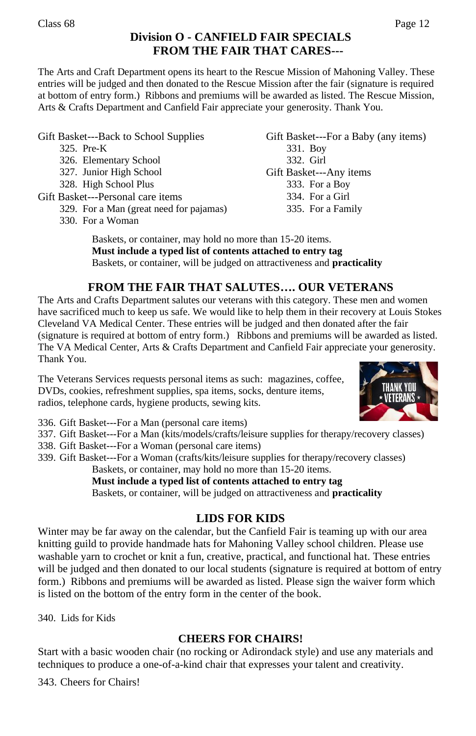Class 68

## Division O - CANFIELD FAIR SPECIALS
## FROM THE FAIR THAT CARES---

The Arts and Craft Department opens its heart to the Rescue Mission of Mahoning Valley. These entries will be judged and then donated to the Rescue Mission after the fair (signature is required at bottom of entry form.) Ribbons and premiums will be awarded as listed. The Rescue Mission, Arts & Crafts Department and Canfield Fair appreciate your generosity. Thank You.

Gift Basket---Back to School Supplies
- 325. Pre-K
- 326. Elementary School
- 327. Junior High School
- 328. High School Plus

Gift Basket---Personal care items
- 329. For a Man (great need for pajamas)
- 330. For a Woman

Gift Basket---For a Baby (any items)
- 331. Boy
- 332. Girl

Gift Basket---Any items
- 333. For a Boy
- 334. For a Girl
- 335. For a Family

Baskets, or container, may hold no more than 15-20 items.
**Must include a typed list of contents attached to entry tag**
Baskets, or container, will be judged on attractiveness and **practicality**

## FROM THE FAIR THAT SALUTES…. OUR VETERANS

The Arts and Crafts Department salutes our veterans with this category. These men and women have sacrificed much to keep us safe. We would like to help them in their recovery at Louis Stokes Cleveland VA Medical Center. These entries will be judged and then donated after the fair (signature is required at bottom of entry form.) Ribbons and premiums will be awarded as listed. The VA Medical Center, Arts & Crafts Department and Canfield Fair appreciate your generosity. Thank You.

The Veterans Services requests personal items as such: magazines, coffee, DVDs, cookies, refreshment supplies, spa items, socks, denture items, radios, telephone cards, hygiene products, sewing kits.

336. Gift Basket---For a Man (personal care items)
337. Gift Basket---For a Man (kits/models/crafts/leisure supplies for therapy/recovery classes)
338. Gift Basket---For a Woman (personal care items)
339. Gift Basket---For a Woman (crafts/kits/leisure supplies for therapy/recovery classes)

Baskets, or container, may hold no more than 15-20 items.
**Must include a typed list of contents attached to entry tag**
Baskets, or container, will be judged on attractiveness and **practicality**

## LIDS FOR KIDS

Winter may be far away on the calendar, but the Canfield Fair is teaming up with our area knitting guild to provide handmade hats for Mahoning Valley school children. Please use washable yarn to crochet or knit a fun, creative, practical, and functional hat. These entries will be judged and then donated to our local students (signature is required at bottom of entry form.) Ribbons and premiums will be awarded as listed. Please sign the waiver form which is listed on the bottom of the entry form in the center of the book.

340. Lids for Kids

## CHEERS FOR CHAIRS!

Start with a basic wooden chair (no rocking or Adirondack style) and use any materials and techniques to produce a one-of-a-kind chair that expresses your talent and creativity.

343. Cheers for Chairs!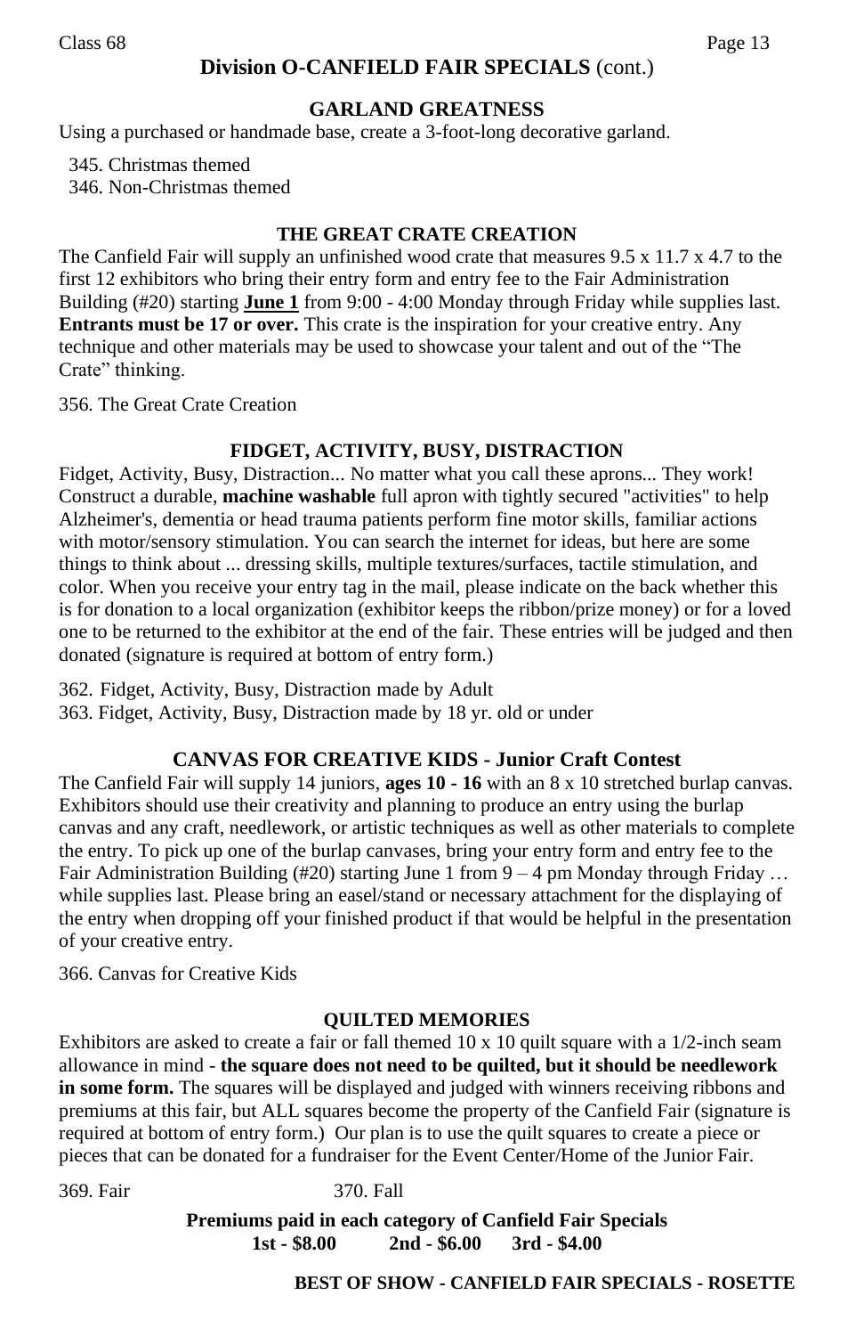## Division O-CANFIELD FAIR SPECIALS (cont.)

### GARLAND GREATNESS

Using a purchased or handmade base, create a 3-foot-long decorative garland.

345. Christmas themed
346. Non-Christmas themed

### THE GREAT CRATE CREATION

The Canfield Fair will supply an unfinished wood crate that measures 9.5 x 11.7 x 4.7 to the first 12 exhibitors who bring their entry form and entry fee to the Fair Administration Building (#20) starting **June 1** from 9:00 - 4:00 Monday through Friday while supplies last. **Entrants must be 17 or over.** This crate is the inspiration for your creative entry. Any technique and other materials may be used to showcase your talent and out of the "The Crate" thinking.

356. The Great Crate Creation

### FIDGET, ACTIVITY, BUSY, DISTRACTION

Fidget, Activity, Busy, Distraction... No matter what you call these aprons... They work! Construct a durable, **machine washable** full apron with tightly secured "activities" to help Alzheimer's, dementia or head trauma patients perform fine motor skills, familiar actions with motor/sensory stimulation. You can search the internet for ideas, but here are some things to think about ... dressing skills, multiple textures/surfaces, tactile stimulation, and color. When you receive your entry tag in the mail, please indicate on the back whether this is for donation to a local organization (exhibitor keeps the ribbon/prize money) or for a loved one to be returned to the exhibitor at the end of the fair. These entries will be judged and then donated (signature is required at bottom of entry form.)

362. Fidget, Activity, Busy, Distraction made by Adult
363. Fidget, Activity, Busy, Distraction made by 18 yr. old or under

### CANVAS FOR CREATIVE KIDS - Junior Craft Contest

The Canfield Fair will supply 14 juniors, **ages 10 - 16** with an 8 x 10 stretched burlap canvas. Exhibitors should use their creativity and planning to produce an entry using the burlap canvas and any craft, needlework, or artistic techniques as well as other materials to complete the entry. To pick up one of the burlap canvases, bring your entry form and entry fee to the Fair Administration Building (#20) starting June 1 from 9 – 4 pm Monday through Friday … while supplies last. Please bring an easel/stand or necessary attachment for the displaying of the entry when dropping off your finished product if that would be helpful in the presentation of your creative entry.

366. Canvas for Creative Kids

### QUILTED MEMORIES

Exhibitors are asked to create a fair or fall themed 10 x 10 quilt square with a 1/2-inch seam allowance in mind - **the square does not need to be quilted, but it should be needlework in some form.** The squares will be displayed and judged with winners receiving ribbons and premiums at this fair, but ALL squares become the property of the Canfield Fair (signature is required at bottom of entry form.) Our plan is to use the quilt squares to create a piece or pieces that can be donated for a fundraiser for the Event Center/Home of the Junior Fair.

369. Fair
370. Fall

**Premiums paid in each category of Canfield Fair Specials**
**1st - $8.00 2nd - $6.00 3rd - $4.00**

**BEST OF SHOW - CANFIELD FAIR SPECIALS - ROSETTE**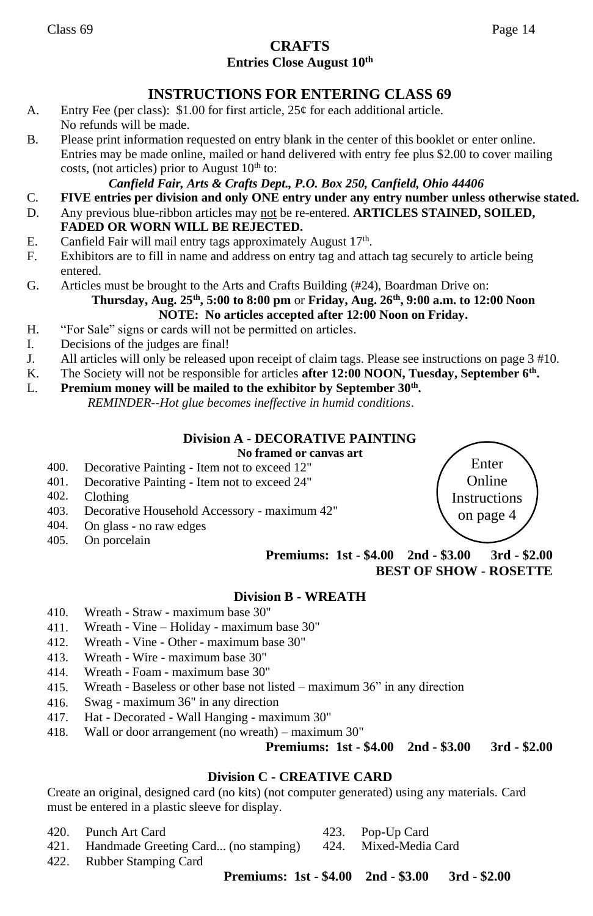# CRAFTS

**Entries Close August 10th**

## INSTRUCTIONS FOR ENTERING CLASS 69

A. Entry Fee (per class): $1.00 for first article, 25¢ for each additional article. No refunds will be made.

B. Please print information requested on entry blank in the center of this booklet or enter online. Entries may be made online, mailed or hand delivered with entry fee plus $2.00 to cover mailing costs, (not articles) prior to August 10th to:

***Canfield Fair, Arts & Crafts Dept., P.O. Box 250, Canfield, Ohio 44406***

C. **FIVE entries per division and only ONE entry under any entry number unless otherwise stated.**

D. Any previous blue-ribbon articles may not be re-entered. **ARTICLES STAINED, SOILED, FADED OR WORN WILL BE REJECTED.**

E. Canfield Fair will mail entry tags approximately August 17th.

F. Exhibitors are to fill in name and address on entry tag and attach tag securely to article being entered.

G. Articles must be brought to the Arts and Crafts Building (#24), Boardman Drive on:

**Thursday, Aug. 25th, 5:00 to 8:00 pm** or **Friday, Aug. 26th, 9:00 a.m. to 12:00 Noon**

**NOTE: No articles accepted after 12:00 Noon on Friday.**

H. "For Sale" signs or cards will not be permitted on articles.

I. Decisions of the judges are final!

J. All articles will only be released upon receipt of claim tags. Please see instructions on page 3 #10.

K. The Society will not be responsible for articles **after 12:00 NOON, Tuesday, September 6th.**

L. **Premium money will be mailed to the exhibitor by September 30th.**

*REMINDER--Hot glue becomes ineffective in humid conditions*.

### Division A - DECORATIVE PAINTING

**No framed or canvas art**

Enter Online Instructions on page 4

400. Decorative Painting - Item not to exceed 12"
401. Decorative Painting - Item not to exceed 24"
402. Clothing
403. Decorative Household Accessory - maximum 42"
404. On glass - no raw edges
405. On porcelain

**Premiums: 1st - $4.00 2nd - $3.00 3rd - $2.00**

**BEST OF SHOW - ROSETTE**

### Division B - WREATH

410. Wreath - Straw - maximum base 30"
411. Wreath - Vine – Holiday - maximum base 30"
412. Wreath - Vine - Other - maximum base 30"
413. Wreath - Wire - maximum base 30"
414. Wreath - Foam - maximum base 30"
415. Wreath - Baseless or other base not listed – maximum 36" in any direction
416. Swag - maximum 36" in any direction
417. Hat - Decorated - Wall Hanging - maximum 30"
418. Wall or door arrangement (no wreath) – maximum 30"

**Premiums: 1st - $4.00 2nd - $3.00 3rd - $2.00**

### Division C - CREATIVE CARD

Create an original, designed card (no kits) (not computer generated) using any materials. Card must be entered in a plastic sleeve for display.

420. Punch Art Card
421. Handmade Greeting Card... (no stamping)
422. Rubber Stamping Card
423. Pop-Up Card
424. Mixed-Media Card

**Premiums: 1st - $4.00 2nd - $3.00 3rd - $2.00**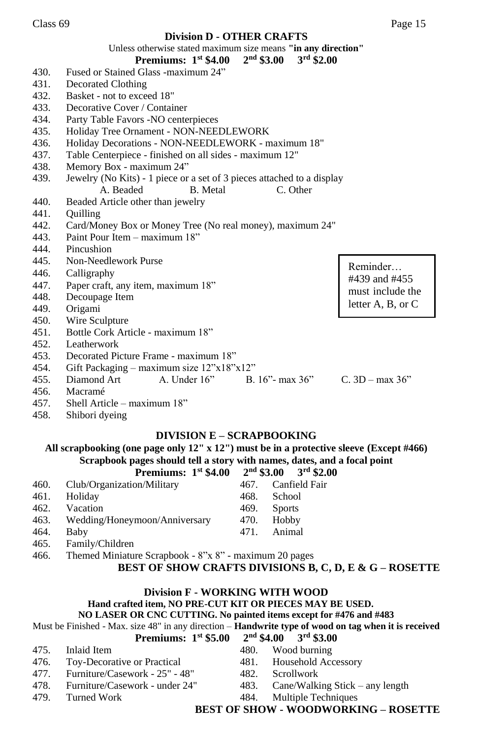## Division D - OTHER CRAFTS

Unless otherwise stated maximum size means **"in any direction"**

**Premiums: 1st $4.00 2nd $3.00 3rd $2.00**

430. Fused or Stained Glass -maximum 24"
431. Decorated Clothing
432. Basket - not to exceed 18"
433. Decorative Cover / Container
434. Party Table Favors -NO centerpieces
435. Holiday Tree Ornament - NON-NEEDLEWORK
436. Holiday Decorations - NON-NEEDLEWORK - maximum 18"
437. Table Centerpiece - finished on all sides - maximum 12"
438. Memory Box - maximum 24"
439. Jewelry (No Kits) - 1 piece or a set of 3 pieces attached to a display
    A. Beaded    B. Metal    C. Other
440. Beaded Article other than jewelry
441. Quilling
442. Card/Money Box or Money Tree (No real money), maximum 24"
443. Paint Pour Item – maximum 18"
444. Pincushion
445. Non-Needlework Purse
446. Calligraphy
447. Paper craft, any item, maximum 18"
448. Decoupage Item
449. Origami
450. Wire Sculpture
451. Bottle Cork Article - maximum 18"
452. Leatherwork
453. Decorated Picture Frame - maximum 18"
454. Gift Packaging – maximum size 12"x18"x12"
455. Diamond Art    A. Under 16"    B. 16"- max 36"    C. 3D – max 36"
456. Macramé
457. Shell Article – maximum 18"
458. Shibori dyeing

> Reminder… #439 and #455 must include the letter A, B, or C

## DIVISION E – SCRAPBOOKING

**All scrapbooking (one page only 12" x 12") must be in a protective sleeve (Except #466)**

**Scrapbook pages should tell a story with names, dates, and a focal point**

**Premiums: 1st $4.00 2nd $3.00 3rd $2.00**

460. Club/Organization/Military
461. Holiday
462. Vacation
463. Wedding/Honeymoon/Anniversary
464. Baby
465. Family/Children
466. Themed Miniature Scrapbook - 8"x 8" - maximum 20 pages
467. Canfield Fair
468. School
469. Sports
470. Hobby
471. Animal

**BEST OF SHOW CRAFTS DIVISIONS B, C, D, E & G – ROSETTE**

## Division F - WORKING WITH WOOD

**Hand crafted item, NO PRE-CUT KIT OR PIECES MAY BE USED.**

**NO LASER OR CNC CUTTING. No painted items except for #476 and #483**

Must be Finished - Max. size 48" in any direction – **Handwrite type of wood on tag when it is received**

**Premiums: 1st $5.00 2nd $4.00 3rd $3.00**

475. Inlaid Item
476. Toy-Decorative or Practical
477. Furniture/Casework - 25" - 48"
478. Furniture/Casework - under 24"
479. Turned Work
480. Wood burning
481. Household Accessory
482. Scrollwork
483. Cane/Walking Stick – any length
484. Multiple Techniques

**BEST OF SHOW - WOODWORKING – ROSETTE**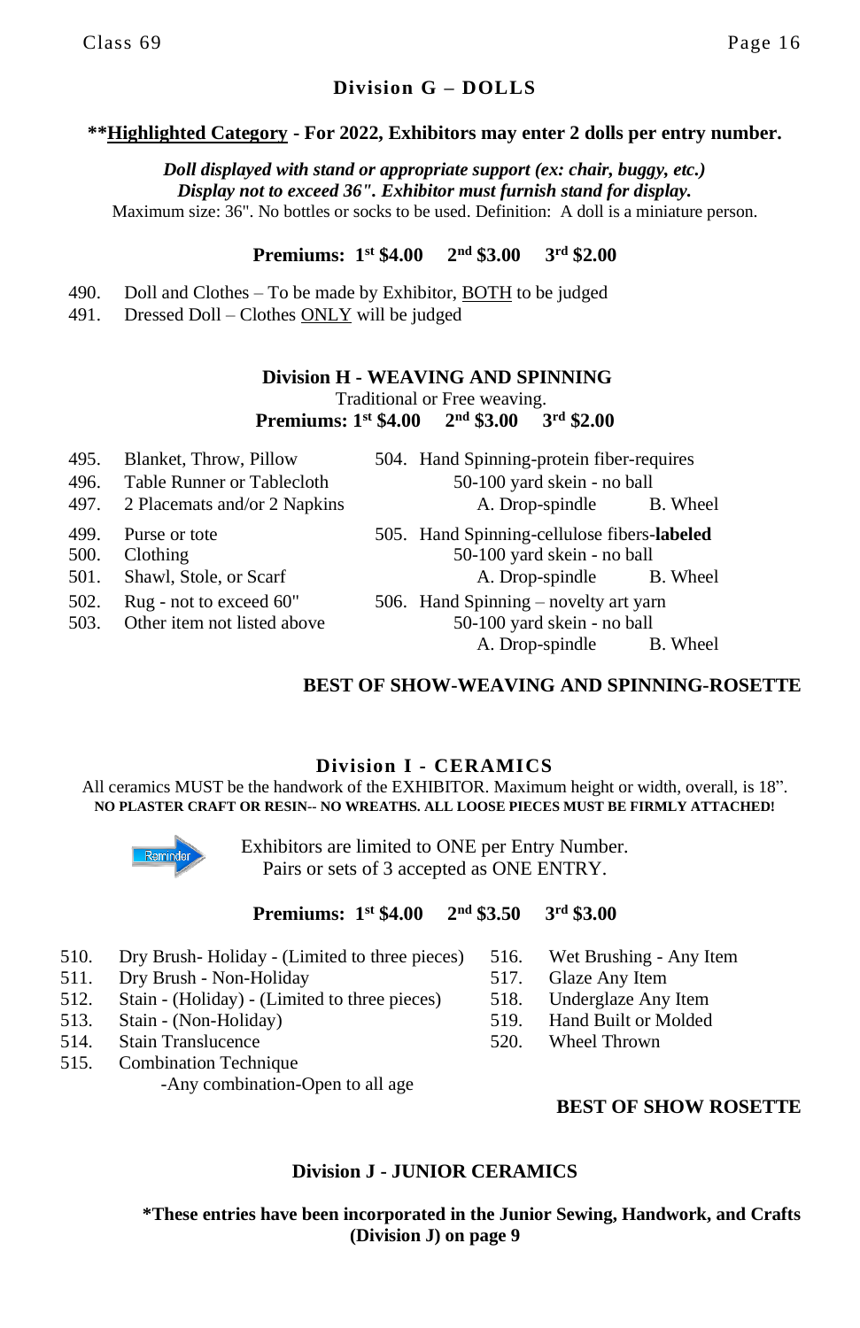## Division G – DOLLS

**\*\*<u>Highlighted Category</u> - For 2022, Exhibitors may enter 2 dolls per entry number.**

***Doll displayed with stand or appropriate support (ex: chair, buggy, etc.)***
***Display not to exceed 36". Exhibitor must furnish stand for display.***
Maximum size: 36". No bottles or socks to be used. Definition: A doll is a miniature person.

**Premiums: 1st $4.00 2nd $3.00 3rd $2.00**

490. Doll and Clothes – To be made by Exhibitor, <u>BOTH</u> to be judged
491. Dressed Doll – Clothes <u>ONLY</u> will be judged

## Division H - WEAVING AND SPINNING

Traditional or Free weaving.
**Premiums: 1st $4.00 2nd $3.00 3rd $2.00**

495. Blanket, Throw, Pillow
496. Table Runner or Tablecloth
497. 2 Placemats and/or 2 Napkins
499. Purse or tote
500. Clothing
501. Shawl, Stole, or Scarf
502. Rug - not to exceed 60"
503. Other item not listed above
504. Hand Spinning-protein fiber-requires 50-100 yard skein - no ball
    A. Drop-spindle B. Wheel
505. Hand Spinning-cellulose fibers-**labeled** 50-100 yard skein - no ball
    A. Drop-spindle B. Wheel
506. Hand Spinning – novelty art yarn 50-100 yard skein - no ball
    A. Drop-spindle B. Wheel

**BEST OF SHOW-WEAVING AND SPINNING-ROSETTE**

## Division I - CERAMICS

All ceramics MUST be the handwork of the EXHIBITOR. Maximum height or width, overall, is 18".
**NO PLASTER CRAFT OR RESIN-- NO WREATHS. ALL LOOSE PIECES MUST BE FIRMLY ATTACHED!**

Reminder: Exhibitors are limited to ONE per Entry Number.
Pairs or sets of 3 accepted as ONE ENTRY.

**Premiums: 1st $4.00 2nd $3.50 3rd $3.00**

510. Dry Brush- Holiday - (Limited to three pieces)
511. Dry Brush - Non-Holiday
512. Stain - (Holiday) - (Limited to three pieces)
513. Stain - (Non-Holiday)
514. Stain Translucence
515. Combination Technique
    -Any combination-Open to all age
516. Wet Brushing - Any Item
517. Glaze Any Item
518. Underglaze Any Item
519. Hand Built or Molded
520. Wheel Thrown

**BEST OF SHOW ROSETTE**

## Division J - JUNIOR CERAMICS

**\*These entries have been incorporated in the Junior Sewing, Handwork, and Crafts (Division J) on page 9**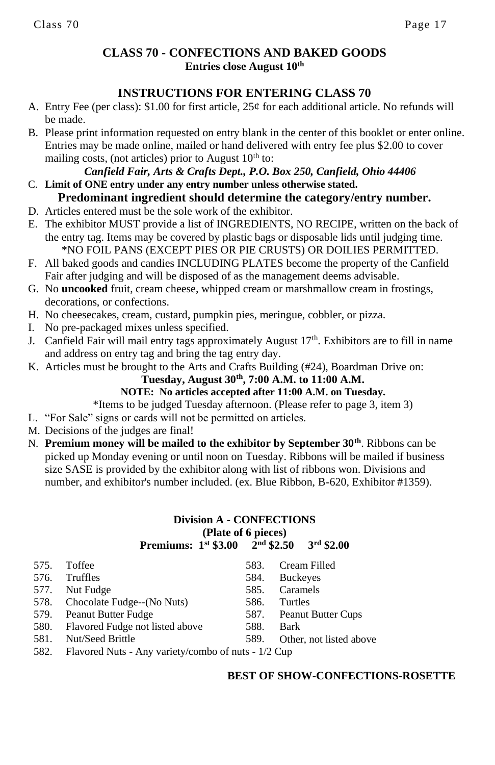# CLASS 70 - CONFECTIONS AND BAKED GOODS

**Entries close August 10th**

## INSTRUCTIONS FOR ENTERING CLASS 70

A. Entry Fee (per class): $1.00 for first article, 25¢ for each additional article. No refunds will be made.

B. Please print information requested on entry blank in the center of this booklet or enter online. Entries may be made online, mailed or hand delivered with entry fee plus $2.00 to cover mailing costs, (not articles) prior to August 10th to:

***Canfield Fair, Arts & Crafts Dept., P.O. Box 250, Canfield, Ohio 44406***

C. **Limit of ONE entry under any entry number unless otherwise stated.**

**Predominant ingredient should determine the category/entry number.**

D. Articles entered must be the sole work of the exhibitor.

E. The exhibitor MUST provide a list of INGREDIENTS, NO RECIPE, written on the back of the entry tag. Items may be covered by plastic bags or disposable lids until judging time.

*NO FOIL PANS (EXCEPT PIES OR PIE CRUSTS) OR DOILIES PERMITTED.

F. All baked goods and candies INCLUDING PLATES become the property of the Canfield Fair after judging and will be disposed of as the management deems advisable.

G. No **uncooked** fruit, cream cheese, whipped cream or marshmallow cream in frostings, decorations, or confections.

H. No cheesecakes, cream, custard, pumpkin pies, meringue, cobbler, or pizza.

I. No pre-packaged mixes unless specified.

J. Canfield Fair will mail entry tags approximately August 17th. Exhibitors are to fill in name and address on entry tag and bring the tag entry day.

K. Articles must be brought to the Arts and Crafts Building (#24), Boardman Drive on:

**Tuesday, August 30th, 7:00 A.M. to 11:00 A.M.**

**NOTE: No articles accepted after 11:00 A.M. on Tuesday.**

*Items to be judged Tuesday afternoon. (Please refer to page 3, item 3)

L. "For Sale" signs or cards will not be permitted on articles.

M. Decisions of the judges are final!

N. **Premium money will be mailed to the exhibitor by September 30th**. Ribbons can be picked up Monday evening or until noon on Tuesday. Ribbons will be mailed if business size SASE is provided by the exhibitor along with list of ribbons won. Divisions and number, and exhibitor's number included. (ex. Blue Ribbon, B-620, Exhibitor #1359).

### Division A - CONFECTIONS

**(Plate of 6 pieces)**

**Premiums: 1st $3.00 2nd $2.50 3rd $2.00**

- 575. Toffee
- 576. Truffles
- 577. Nut Fudge
- 578. Chocolate Fudge--(No Nuts)
- 579. Peanut Butter Fudge
- 580. Flavored Fudge not listed above
- 581. Nut/Seed Brittle
- 582. Flavored Nuts - Any variety/combo of nuts - 1/2 Cup
- 583. Cream Filled
- 584. Buckeyes
- 585. Caramels
- 586. Turtles
- 587. Peanut Butter Cups
- 588. Bark
- 589. Other, not listed above

**BEST OF SHOW-CONFECTIONS-ROSETTE**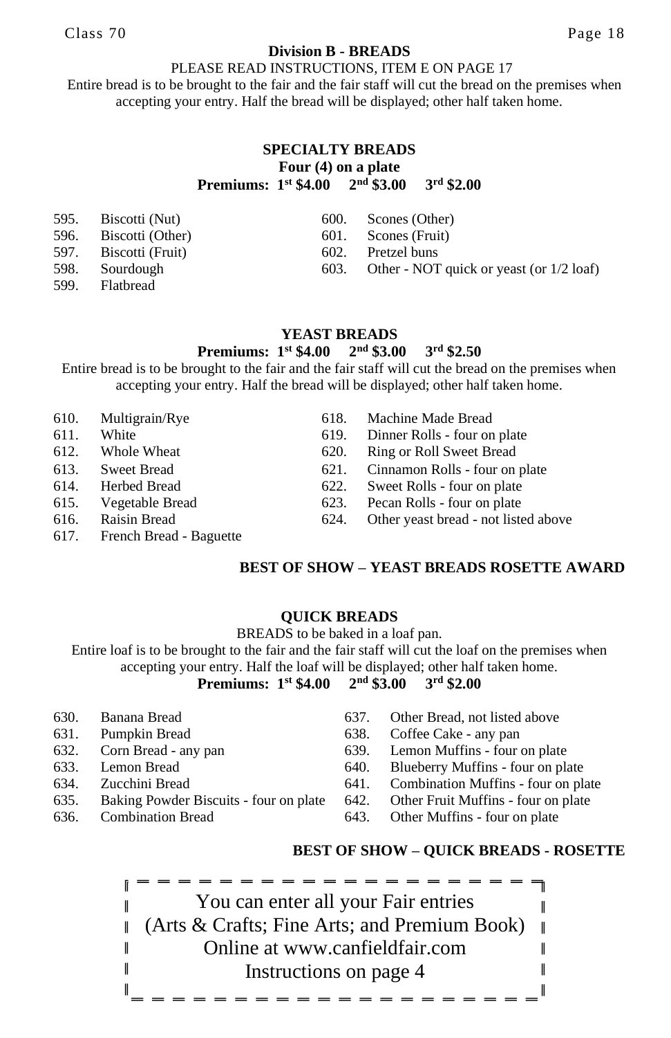Class 70

## Division B - BREADS

PLEASE READ INSTRUCTIONS, ITEM E ON PAGE 17

Entire bread is to be brought to the fair and the fair staff will cut the bread on the premises when accepting your entry. Half the bread will be displayed; other half taken home.

### SPECIALTY BREADS

**Four (4) on a plate**

**Premiums: 1st $4.00 2nd $3.00 3rd $2.00**

595. Biscotti (Nut)
596. Biscotti (Other)
597. Biscotti (Fruit)
598. Sourdough
599. Flatbread
600. Scones (Other)
601. Scones (Fruit)
602. Pretzel buns
603. Other - NOT quick or yeast (or 1/2 loaf)

### YEAST BREADS

**Premiums: 1st $4.00 2nd $3.00 3rd $2.50**

Entire bread is to be brought to the fair and the fair staff will cut the bread on the premises when accepting your entry. Half the bread will be displayed; other half taken home.

610. Multigrain/Rye
611. White
612. Whole Wheat
613. Sweet Bread
614. Herbed Bread
615. Vegetable Bread
616. Raisin Bread
617. French Bread - Baguette
618. Machine Made Bread
619. Dinner Rolls - four on plate
620. Ring or Roll Sweet Bread
621. Cinnamon Rolls - four on plate
622. Sweet Rolls - four on plate
623. Pecan Rolls - four on plate
624. Other yeast bread - not listed above

**BEST OF SHOW – YEAST BREADS ROSETTE AWARD**

### QUICK BREADS

BREADS to be baked in a loaf pan.

Entire loaf is to be brought to the fair and the fair staff will cut the loaf on the premises when accepting your entry. Half the loaf will be displayed; other half taken home.

**Premiums: 1st $4.00 2nd $3.00 3rd $2.00**

630. Banana Bread
631. Pumpkin Bread
632. Corn Bread - any pan
633. Lemon Bread
634. Zucchini Bread
635. Baking Powder Biscuits - four on plate
636. Combination Bread
637. Other Bread, not listed above
638. Coffee Cake - any pan
639. Lemon Muffins - four on plate
640. Blueberry Muffins - four on plate
641. Combination Muffins - four on plate
642. Other Fruit Muffins - four on plate
643. Other Muffins - four on plate

**BEST OF SHOW – QUICK BREADS - ROSETTE**

You can enter all your Fair entries
(Arts & Crafts; Fine Arts; and Premium Book)
Online at www.canfieldfair.com
Instructions on page 4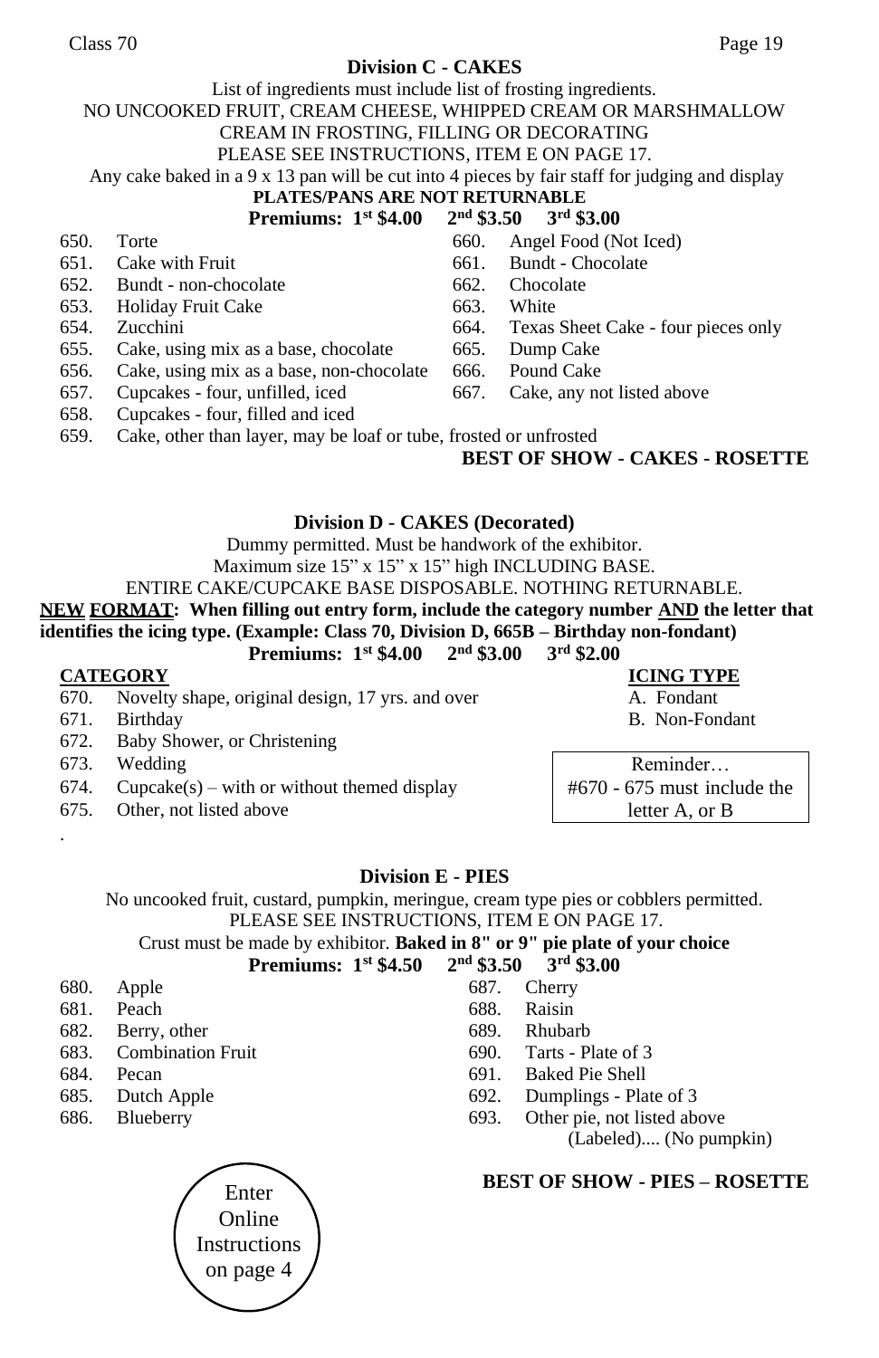## Division C - CAKES

List of ingredients must include list of frosting ingredients.
NO UNCOOKED FRUIT, CREAM CHEESE, WHIPPED CREAM OR MARSHMALLOW CREAM IN FROSTING, FILLING OR DECORATING
PLEASE SEE INSTRUCTIONS, ITEM E ON PAGE 17.
Any cake baked in a 9 x 13 pan will be cut into 4 pieces by fair staff for judging and display

**PLATES/PANS ARE NOT RETURNABLE**

**Premiums: 1st $4.00 2nd $3.50 3rd $3.00**

650. Torte
651. Cake with Fruit
652. Bundt - non-chocolate
653. Holiday Fruit Cake
654. Zucchini
655. Cake, using mix as a base, chocolate
656. Cake, using mix as a base, non-chocolate
657. Cupcakes - four, unfilled, iced
658. Cupcakes - four, filled and iced
659. Cake, other than layer, may be loaf or tube, frosted or unfrosted
660. Angel Food (Not Iced)
661. Bundt - Chocolate
662. Chocolate
663. White
664. Texas Sheet Cake - four pieces only
665. Dump Cake
666. Pound Cake
667. Cake, any not listed above

**BEST OF SHOW - CAKES - ROSETTE**

## Division D - CAKES (Decorated)

Dummy permitted. Must be handwork of the exhibitor.
Maximum size 15" x 15" x 15" high INCLUDING BASE.
ENTIRE CAKE/CUPCAKE BASE DISPOSABLE. NOTHING RETURNABLE.

**NEW FORMAT: When filling out entry form, include the category number AND the letter that identifies the icing type. (Example: Class 70, Division D, 665B – Birthday non-fondant)**

**Premiums: 1st $4.00 2nd $3.00 3rd $2.00**

**CATEGORY**

670. Novelty shape, original design, 17 yrs. and over
671. Birthday
672. Baby Shower, or Christening
673. Wedding
674. Cupcake(s) – with or without themed display
675. Other, not listed above

**ICING TYPE**

A. Fondant
B. Non-Fondant

Reminder…
#670 - 675 must include the letter A, or B

## Division E - PIES

No uncooked fruit, custard, pumpkin, meringue, cream type pies or cobblers permitted.
PLEASE SEE INSTRUCTIONS, ITEM E ON PAGE 17.
Crust must be made by exhibitor. **Baked in 8" or 9" pie plate of your choice**

**Premiums: 1st $4.50 2nd $3.50 3rd $3.00**

680. Apple
681. Peach
682. Berry, other
683. Combination Fruit
684. Pecan
685. Dutch Apple
686. Blueberry
687. Cherry
688. Raisin
689. Rhubarb
690. Tarts - Plate of 3
691. Baked Pie Shell
692. Dumplings - Plate of 3
693. Other pie, not listed above (Labeled).... (No pumpkin)

**BEST OF SHOW - PIES – ROSETTE**

Enter Online Instructions on page 4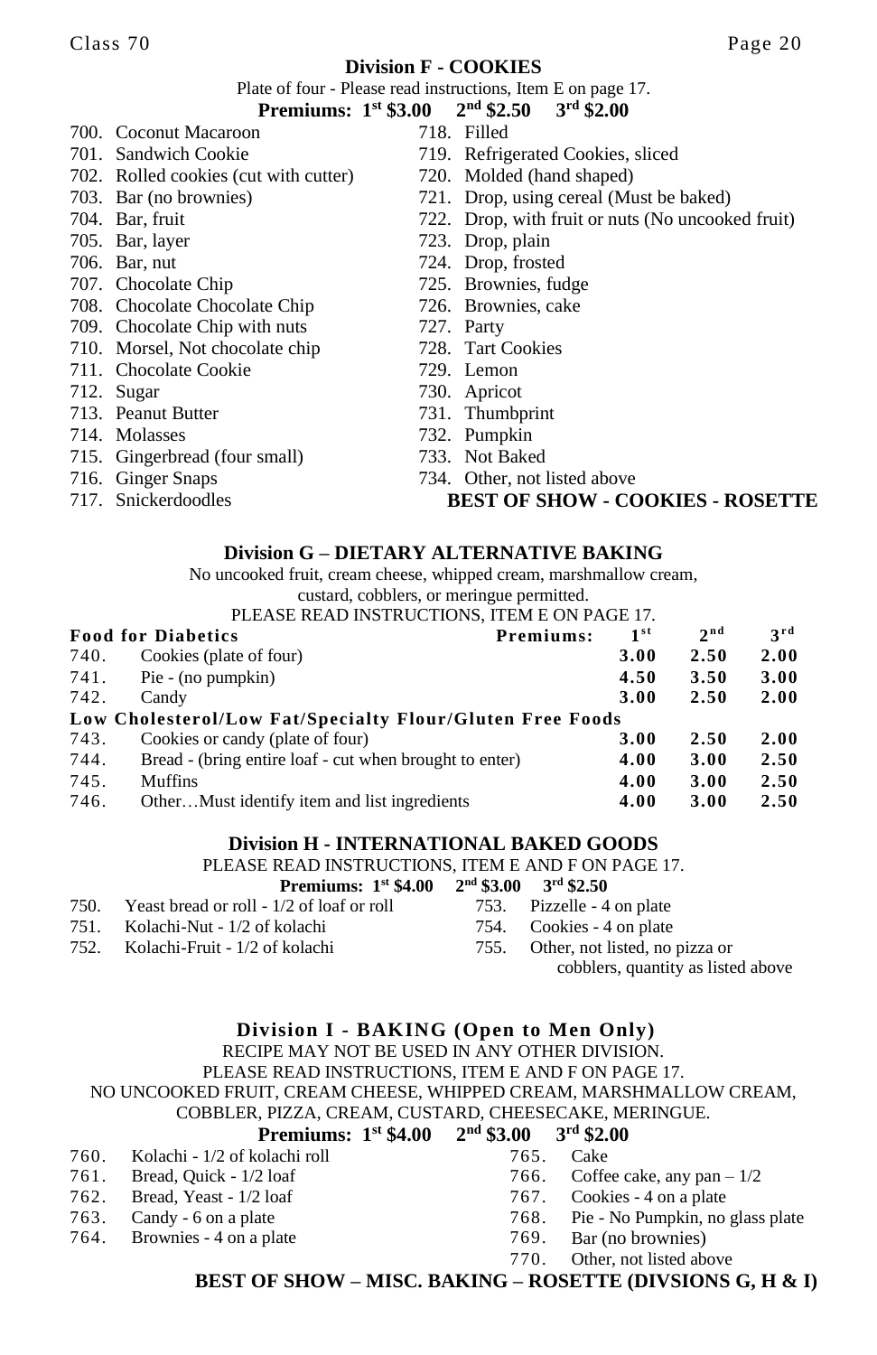## Division F - COOKIES

Plate of four - Please read instructions, Item E on page 17.

**Premiums: 1st $3.00 2nd $2.50 3rd $2.00**

700. Coconut Macaroon
701. Sandwich Cookie
702. Rolled cookies (cut with cutter)
703. Bar (no brownies)
704. Bar, fruit
705. Bar, layer
706. Bar, nut
707. Chocolate Chip
708. Chocolate Chocolate Chip
709. Chocolate Chip with nuts
710. Morsel, Not chocolate chip
711. Chocolate Cookie
712. Sugar
713. Peanut Butter
714. Molasses
715. Gingerbread (four small)
716. Ginger Snaps
717. Snickerdoodles
718. Filled
719. Refrigerated Cookies, sliced
720. Molded (hand shaped)
721. Drop, using cereal (Must be baked)
722. Drop, with fruit or nuts (No uncooked fruit)
723. Drop, plain
724. Drop, frosted
725. Brownies, fudge
726. Brownies, cake
727. Party
728. Tart Cookies
729. Lemon
730. Apricot
731. Thumbprint
732. Pumpkin
733. Not Baked
734. Other, not listed above

**BEST OF SHOW - COOKIES - ROSETTE**

## Division G – DIETARY ALTERNATIVE BAKING

No uncooked fruit, cream cheese, whipped cream, marshmallow cream, custard, cobblers, or meringue permitted.

PLEASE READ INSTRUCTIONS, ITEM E ON PAGE 17.

| | **Food for Diabetics** | **Premiums: 1st** | **2nd** | **3rd** |
|---|---|---|---|---|
| 740. | Cookies (plate of four) | **3.00** | **2.50** | **2.00** |
| 741. | Pie - (no pumpkin) | **4.50** | **3.50** | **3.00** |
| 742. | Candy | **3.00** | **2.50** | **2.00** |
| | **Low Cholesterol/Low Fat/Specialty Flour/Gluten Free Foods** | | | |
| 743. | Cookies or candy (plate of four) | **3.00** | **2.50** | **2.00** |
| 744. | Bread - (bring entire loaf - cut when brought to enter) | **4.00** | **3.00** | **2.50** |
| 745. | Muffins | **4.00** | **3.00** | **2.50** |
| 746. | Other…Must identify item and list ingredients | **4.00** | **3.00** | **2.50** |

## Division H - INTERNATIONAL BAKED GOODS

PLEASE READ INSTRUCTIONS, ITEM E AND F ON PAGE 17.

**Premiums: 1st $4.00 2nd $3.00 3rd $2.50**

750. Yeast bread or roll - 1/2 of loaf or roll
751. Kolachi-Nut - 1/2 of kolachi
752. Kolachi-Fruit - 1/2 of kolachi
753. Pizzelle - 4 on plate
754. Cookies - 4 on plate
755. Other, not listed, no pizza or cobblers, quantity as listed above

## Division I - BAKING (Open to Men Only)

RECIPE MAY NOT BE USED IN ANY OTHER DIVISION.

PLEASE READ INSTRUCTIONS, ITEM E AND F ON PAGE 17.

NO UNCOOKED FRUIT, CREAM CHEESE, WHIPPED CREAM, MARSHMALLOW CREAM, COBBLER, PIZZA, CREAM, CUSTARD, CHEESECAKE, MERINGUE.

**Premiums: 1st $4.00 2nd $3.00 3rd $2.00**

760. Kolachi - 1/2 of kolachi roll
761. Bread, Quick - 1/2 loaf
762. Bread, Yeast - 1/2 loaf
763. Candy - 6 on a plate
764. Brownies - 4 on a plate
765. Cake
766. Coffee cake, any pan – 1/2
767. Cookies - 4 on a plate
768. Pie - No Pumpkin, no glass plate
769. Bar (no brownies)
770. Other, not listed above

**BEST OF SHOW – MISC. BAKING – ROSETTE (DIVSIONS G, H & I)**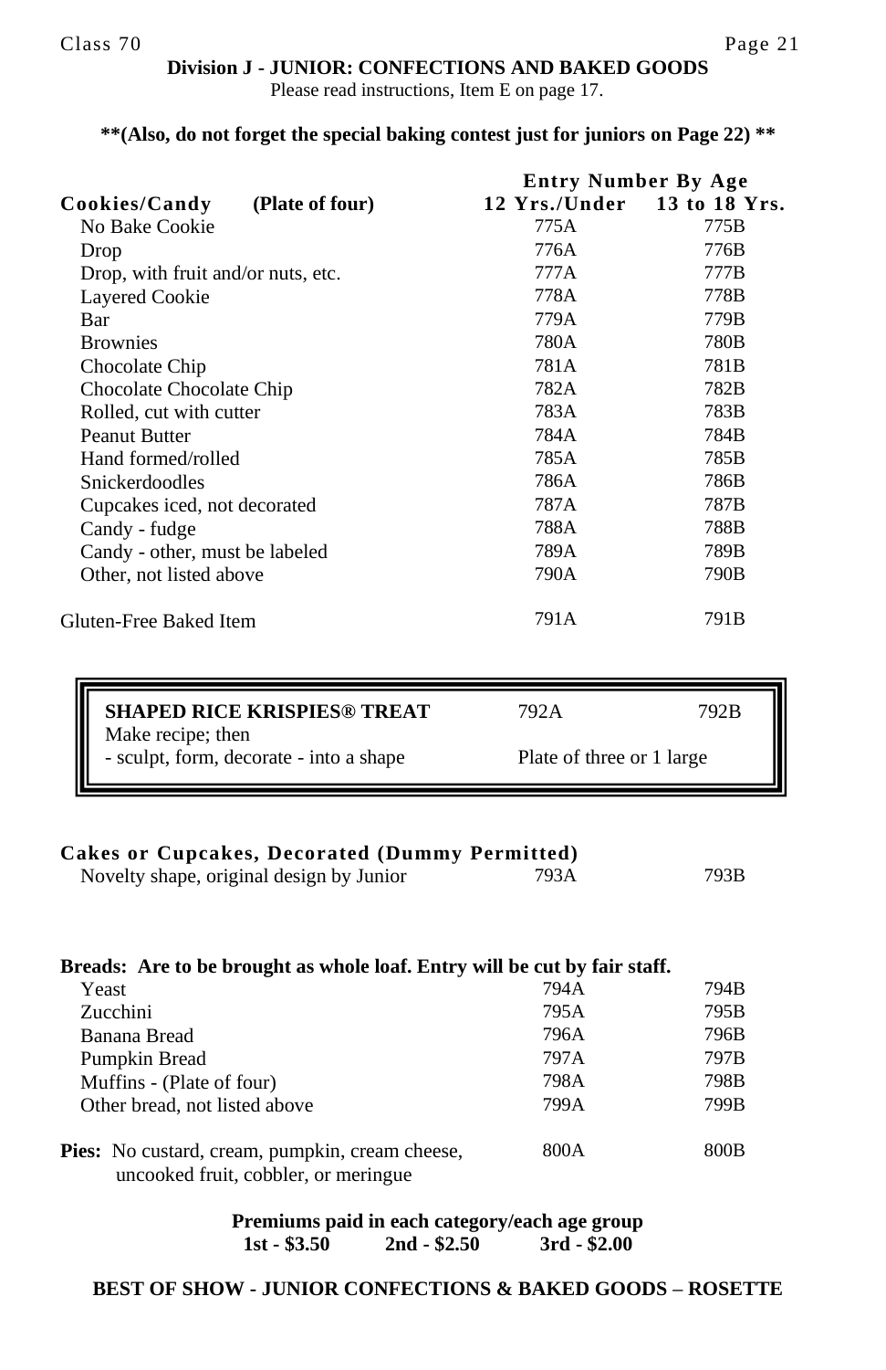## Division J - JUNIOR: CONFECTIONS AND BAKED GOODS

Please read instructions, Item E on page 17.

**\*\*(Also, do not forget the special baking contest just for juniors on Page 22) \*\***

| | Entry Number By Age | |
|---|---|---|
| **Cookies/Candy (Plate of four)** | **12 Yrs./Under** | **13 to 18 Yrs.** |
| No Bake Cookie | 775A | 775B |
| Drop | 776A | 776B |
| Drop, with fruit and/or nuts, etc. | 777A | 777B |
| Layered Cookie | 778A | 778B |
| Bar | 779A | 779B |
| Brownies | 780A | 780B |
| Chocolate Chip | 781A | 781B |
| Chocolate Chocolate Chip | 782A | 782B |
| Rolled, cut with cutter | 783A | 783B |
| Peanut Butter | 784A | 784B |
| Hand formed/rolled | 785A | 785B |
| Snickerdoodles | 786A | 786B |
| Cupcakes iced, not decorated | 787A | 787B |
| Candy - fudge | 788A | 788B |
| Candy - other, must be labeled | 789A | 789B |
| Other, not listed above | 790A | 790B |
| Gluten-Free Baked Item | 791A | 791B |

| **SHAPED RICE KRISPIES® TREAT** | 792A | 792B |
|---|---|---|
| Make recipe; then - sculpt, form, decorate - into a shape | Plate of three or 1 large | |

**Cakes or Cupcakes, Decorated (Dummy Permitted)**

| | | |
|---|---|---|
| Novelty shape, original design by Junior | 793A | 793B |

**Breads: Are to be brought as whole loaf. Entry will be cut by fair staff.**

| | | |
|---|---|---|
| Yeast | 794A | 794B |
| Zucchini | 795A | 795B |
| Banana Bread | 796A | 796B |
| Pumpkin Bread | 797A | 797B |
| Muffins - (Plate of four) | 798A | 798B |
| Other bread, not listed above | 799A | 799B |
| **Pies:** No custard, cream, pumpkin, cream cheese, uncooked fruit, cobbler, or meringue | 800A | 800B |

**Premiums paid in each category/each age group**
**1st - $3.50 2nd - $2.50 3rd - $2.00**

**BEST OF SHOW - JUNIOR CONFECTIONS & BAKED GOODS – ROSETTE**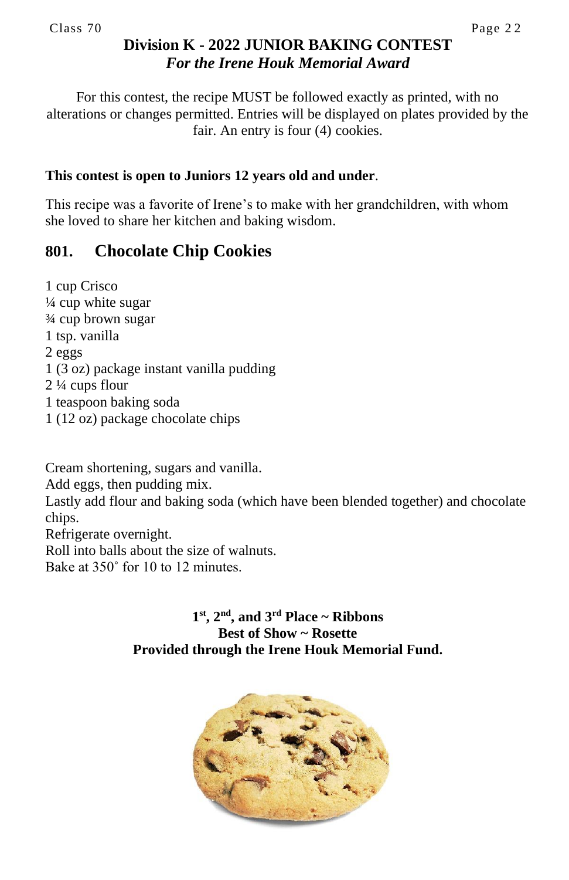# Division K - 2022 JUNIOR BAKING CONTEST

### *For the Irene Houk Memorial Award*

For this contest, the recipe MUST be followed exactly as printed, with no alterations or changes permitted. Entries will be displayed on plates provided by the fair. An entry is four (4) cookies.

**This contest is open to Juniors 12 years old and under**.

This recipe was a favorite of Irene's to make with her grandchildren, with whom she loved to share her kitchen and baking wisdom.

## 801. Chocolate Chip Cookies

1 cup Crisco
¼ cup white sugar
¾ cup brown sugar
1 tsp. vanilla
2 eggs
1 (3 oz) package instant vanilla pudding
2 ¼ cups flour
1 teaspoon baking soda
1 (12 oz) package chocolate chips

Cream shortening, sugars and vanilla.
Add eggs, then pudding mix.
Lastly add flour and baking soda (which have been blended together) and chocolate chips.
Refrigerate overnight.
Roll into balls about the size of walnuts.
Bake at 350˚ for 10 to 12 minutes.

**1st, 2nd, and 3rd Place ~ Ribbons**
**Best of Show ~ Rosette**
**Provided through the Irene Houk Memorial Fund.**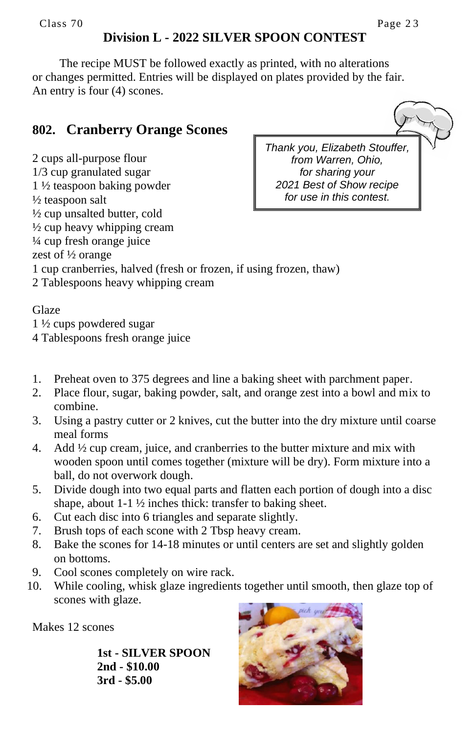## Division L - 2022 SILVER SPOON CONTEST

The recipe MUST be followed exactly as printed, with no alterations or changes permitted. Entries will be displayed on plates provided by the fair. An entry is four (4) scones.

### 802. Cranberry Orange Scones

*Thank you, Elizabeth Stouffer, from Warren, Ohio, for sharing your 2021 Best of Show recipe for use in this contest.*

2 cups all-purpose flour
1/3 cup granulated sugar
1 ½ teaspoon baking powder
½ teaspoon salt
½ cup unsalted butter, cold
½ cup heavy whipping cream
¼ cup fresh orange juice
zest of ½ orange
1 cup cranberries, halved (fresh or frozen, if using frozen, thaw)
2 Tablespoons heavy whipping cream

Glaze
1 ½ cups powdered sugar
4 Tablespoons fresh orange juice

1. Preheat oven to 375 degrees and line a baking sheet with parchment paper.
2. Place flour, sugar, baking powder, salt, and orange zest into a bowl and mix to combine.
3. Using a pastry cutter or 2 knives, cut the butter into the dry mixture until coarse meal forms
4. Add ½ cup cream, juice, and cranberries to the butter mixture and mix with wooden spoon until comes together (mixture will be dry). Form mixture into a ball, do not overwork dough.
5. Divide dough into two equal parts and flatten each portion of dough into a disc shape, about 1-1 ½ inches thick: transfer to baking sheet.
6. Cut each disc into 6 triangles and separate slightly.
7. Brush tops of each scone with 2 Tbsp heavy cream.
8. Bake the scones for 14-18 minutes or until centers are set and slightly golden on bottoms.
9. Cool scones completely on wire rack.
10. While cooling, whisk glaze ingredients together until smooth, then glaze top of scones with glaze.

Makes 12 scones

**1st - SILVER SPOON**
**2nd - $10.00**
**3rd - $5.00**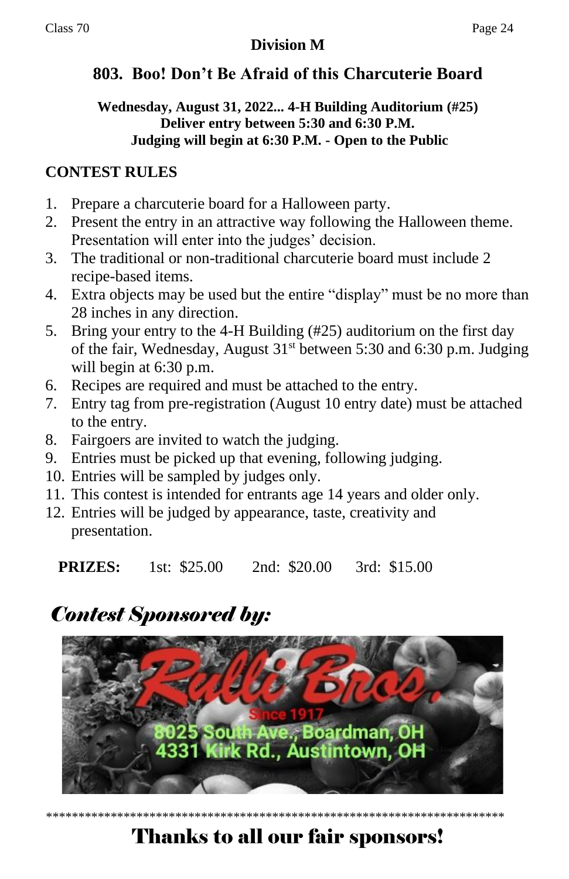## Division M

# 803. Boo! Don't Be Afraid of this Charcuterie Board

**Wednesday, August 31, 2022... 4-H Building Auditorium (#25)**
**Deliver entry between 5:30 and 6:30 P.M.**
**Judging will begin at 6:30 P.M. - Open to the Public**

## CONTEST RULES

1. Prepare a charcuterie board for a Halloween party.
2. Present the entry in an attractive way following the Halloween theme. Presentation will enter into the judges' decision.
3. The traditional or non-traditional charcuterie board must include 2 recipe-based items.
4. Extra objects may be used but the entire "display" must be no more than 28 inches in any direction.
5. Bring your entry to the 4-H Building (#25) auditorium on the first day of the fair, Wednesday, August 31st between 5:30 and 6:30 p.m. Judging will begin at 6:30 p.m.
6. Recipes are required and must be attached to the entry.
7. Entry tag from pre-registration (August 10 entry date) must be attached to the entry.
8. Fairgoers are invited to watch the judging.
9. Entries must be picked up that evening, following judging.
10. Entries will be sampled by judges only.
11. This contest is intended for entrants age 14 years and older only.
12. Entries will be judged by appearance, taste, creativity and presentation.

**PRIZES:** 1st: $25.00 2nd: $20.00 3rd: $15.00

## *Contest Sponsored by:*

Rulli Bros.
Since 1917
8025 South Ave., Boardman, OH
4331 Kirk Rd., Austintown, OH

************************************************************************

# Thanks to all our fair sponsors!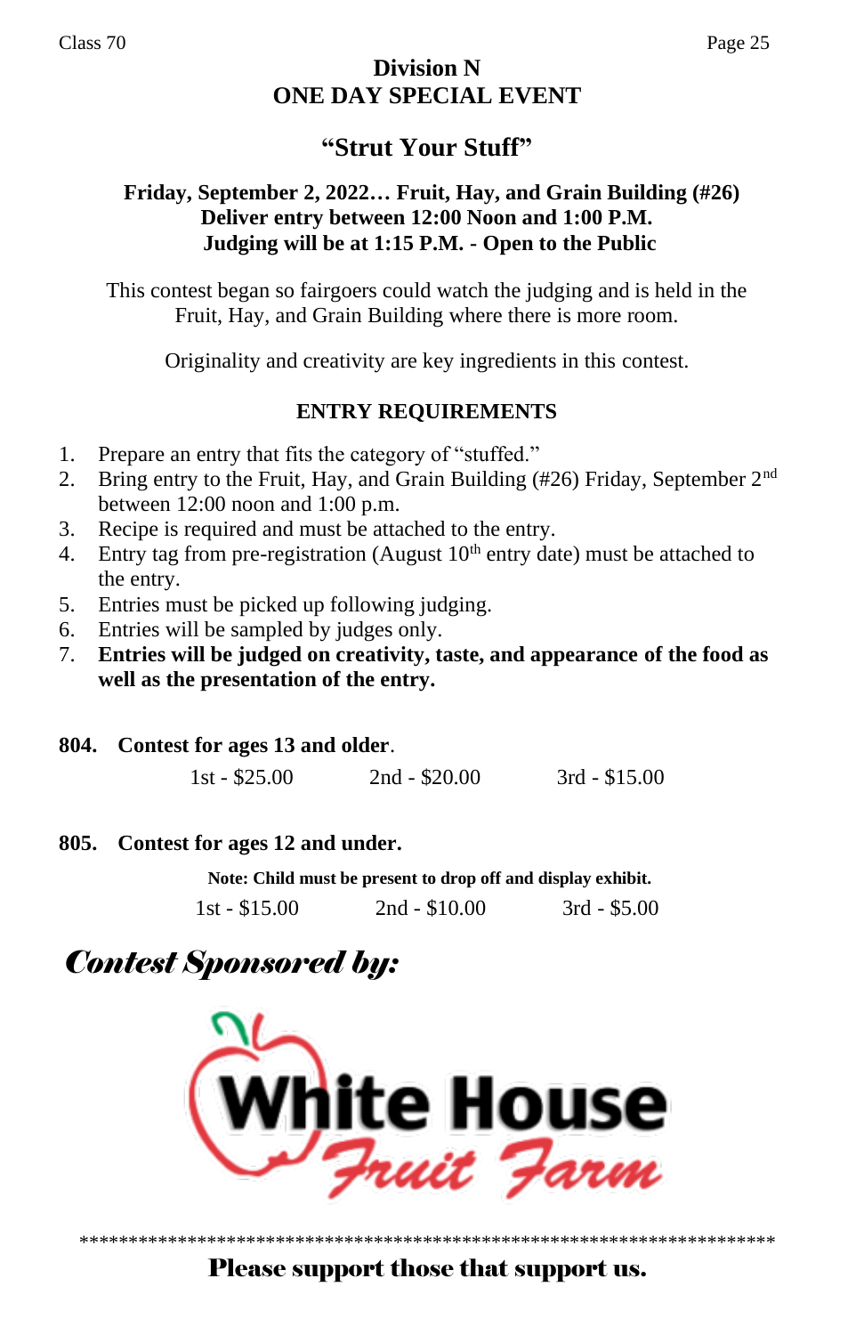# Division N
# ONE DAY SPECIAL EVENT

## "Strut Your Stuff"

**Friday, September 2, 2022… Fruit, Hay, and Grain Building (#26)**
**Deliver entry between 12:00 Noon and 1:00 P.M.**
**Judging will be at 1:15 P.M. - Open to the Public**

This contest began so fairgoers could watch the judging and is held in the Fruit, Hay, and Grain Building where there is more room.

Originality and creativity are key ingredients in this contest.

### ENTRY REQUIREMENTS

1. Prepare an entry that fits the category of "stuffed."
2. Bring entry to the Fruit, Hay, and Grain Building (#26) Friday, September 2nd between 12:00 noon and 1:00 p.m.
3. Recipe is required and must be attached to the entry.
4. Entry tag from pre-registration (August 10th entry date) must be attached to the entry.
5. Entries must be picked up following judging.
6. Entries will be sampled by judges only.
7. **Entries will be judged on creativity, taste, and appearance of the food as well as the presentation of the entry.**

**804. Contest for ages 13 and older**.

1st - $25.00 2nd - $20.00 3rd - $15.00

**805. Contest for ages 12 and under.**

**Note: Child must be present to drop off and display exhibit.**

1st - $15.00 2nd - $10.00 3rd - $5.00

***Contest Sponsored by:***

White House Fruit Farm

**Please support those that support us.**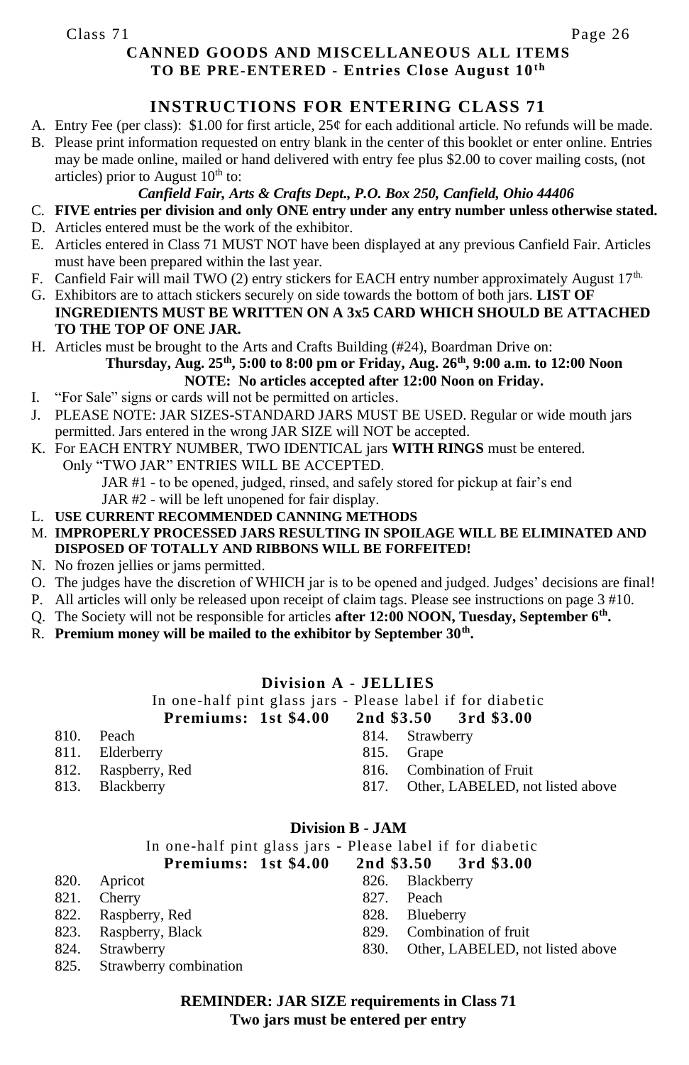# CANNED GOODS AND MISCELLANEOUS ALL ITEMS TO BE PRE-ENTERED - Entries Close August 10th

## INSTRUCTIONS FOR ENTERING CLASS 71

A. Entry Fee (per class): $1.00 for first article, 25¢ for each additional article. No refunds will be made.

B. Please print information requested on entry blank in the center of this booklet or enter online. Entries may be made online, mailed or hand delivered with entry fee plus $2.00 to cover mailing costs, (not articles) prior to August 10th to:

*Canfield Fair, Arts & Crafts Dept., P.O. Box 250, Canfield, Ohio 44406*

C. **FIVE entries per division and only ONE entry under any entry number unless otherwise stated.**

D. Articles entered must be the work of the exhibitor.

E. Articles entered in Class 71 MUST NOT have been displayed at any previous Canfield Fair. Articles must have been prepared within the last year.

F. Canfield Fair will mail TWO (2) entry stickers for EACH entry number approximately August 17th.

G. Exhibitors are to attach stickers securely on side towards the bottom of both jars. **LIST OF INGREDIENTS MUST BE WRITTEN ON A 3x5 CARD WHICH SHOULD BE ATTACHED TO THE TOP OF ONE JAR.**

H. Articles must be brought to the Arts and Crafts Building (#24), Boardman Drive on:

**Thursday, Aug. 25th, 5:00 to 8:00 pm or Friday, Aug. 26th, 9:00 a.m. to 12:00 Noon**

**NOTE: No articles accepted after 12:00 Noon on Friday.**

I. "For Sale" signs or cards will not be permitted on articles.

J. PLEASE NOTE: JAR SIZES-STANDARD JARS MUST BE USED. Regular or wide mouth jars permitted. Jars entered in the wrong JAR SIZE will NOT be accepted.

K. For EACH ENTRY NUMBER, TWO IDENTICAL jars **WITH RINGS** must be entered. Only "TWO JAR" ENTRIES WILL BE ACCEPTED.

JAR #1 - to be opened, judged, rinsed, and safely stored for pickup at fair's end

JAR #2 - will be left unopened for fair display.

L. **USE CURRENT RECOMMENDED CANNING METHODS**

M. **IMPROPERLY PROCESSED JARS RESULTING IN SPOILAGE WILL BE ELIMINATED AND DISPOSED OF TOTALLY AND RIBBONS WILL BE FORFEITED!**

N. No frozen jellies or jams permitted.

O. The judges have the discretion of WHICH jar is to be opened and judged. Judges' decisions are final!

P. All articles will only be released upon receipt of claim tags. Please see instructions on page 3 #10.

Q. The Society will not be responsible for articles **after 12:00 NOON, Tuesday, September 6th.**

R. **Premium money will be mailed to the exhibitor by September 30th.**

### Division A - JELLIES

In one-half pint glass jars - Please label if for diabetic

**Premiums: 1st $4.00 2nd $3.50 3rd $3.00**

810. Peach
811. Elderberry
812. Raspberry, Red
813. Blackberry
814. Strawberry
815. Grape
816. Combination of Fruit
817. Other, LABELED, not listed above

### Division B - JAM

In one-half pint glass jars - Please label if for diabetic

**Premiums: 1st $4.00 2nd $3.50 3rd $3.00**

820. Apricot
821. Cherry
822. Raspberry, Red
823. Raspberry, Black
824. Strawberry
825. Strawberry combination
826. Blackberry
827. Peach
828. Blueberry
829. Combination of fruit
830. Other, LABELED, not listed above

**REMINDER: JAR SIZE requirements in Class 71**
**Two jars must be entered per entry**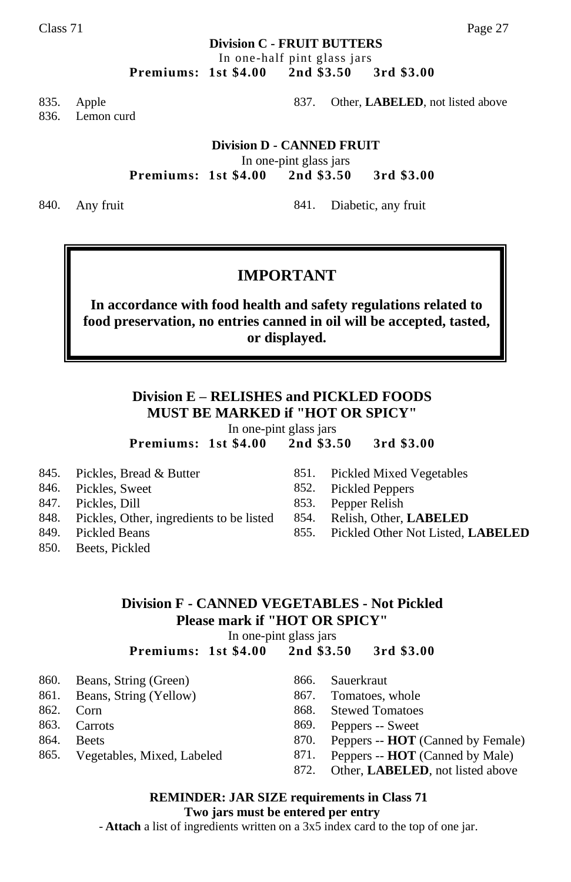## Division C - FRUIT BUTTERS

In one-half pint glass jars

**Premiums: 1st $4.00 2nd $3.50 3rd $3.00**

835. Apple
836. Lemon curd
837. Other, **LABELED**, not listed above

## Division D - CANNED FRUIT

In one-pint glass jars

**Premiums: 1st $4.00 2nd $3.50 3rd $3.00**

840. Any fruit
841. Diabetic, any fruit

### IMPORTANT

**In accordance with food health and safety regulations related to food preservation, no entries canned in oil will be accepted, tasted, or displayed.**

## Division E – RELISHES and PICKLED FOODS
## MUST BE MARKED if "HOT OR SPICY"

In one-pint glass jars

**Premiums: 1st $4.00 2nd $3.50 3rd $3.00**

845. Pickles, Bread & Butter
846. Pickles, Sweet
847. Pickles, Dill
848. Pickles, Other, ingredients to be listed
849. Pickled Beans
850. Beets, Pickled
851. Pickled Mixed Vegetables
852. Pickled Peppers
853. Pepper Relish
854. Relish, Other, **LABELED**
855. Pickled Other Not Listed, **LABELED**

## Division F - CANNED VEGETABLES - Not Pickled
## Please mark if "HOT OR SPICY"

In one-pint glass jars

**Premiums: 1st $4.00 2nd $3.50 3rd $3.00**

860. Beans, String (Green)
861. Beans, String (Yellow)
862. Corn
863. Carrots
864. Beets
865. Vegetables, Mixed, Labeled
866. Sauerkraut
867. Tomatoes, whole
868. Stewed Tomatoes
869. Peppers -- Sweet
870. Peppers -- **HOT** (Canned by Female)
871. Peppers -- **HOT** (Canned by Male)
872. Other, **LABELED**, not listed above

**REMINDER: JAR SIZE requirements in Class 71**
**Two jars must be entered per entry**

- **Attach** a list of ingredients written on a 3x5 index card to the top of one jar.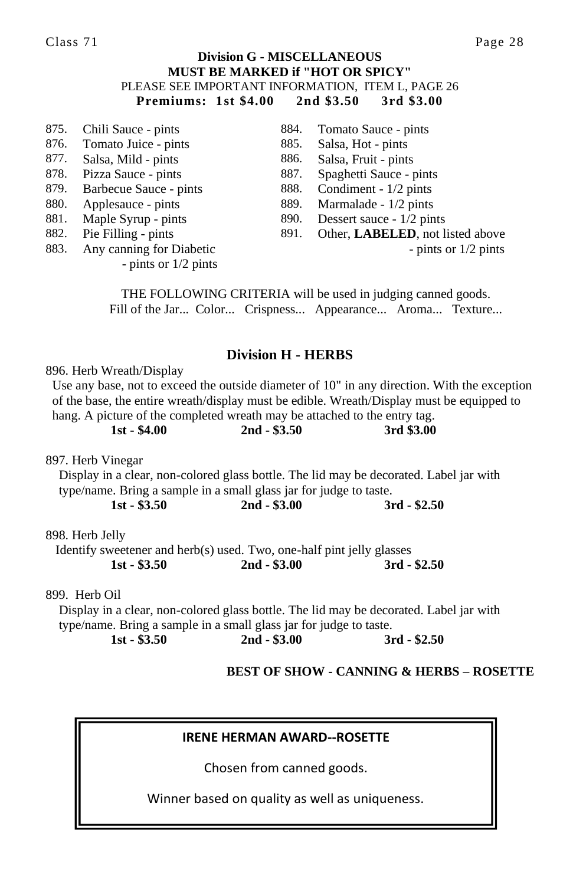## Division G - MISCELLANEOUS

**MUST BE MARKED if "HOT OR SPICY"**

PLEASE SEE IMPORTANT INFORMATION, ITEM L, PAGE 26

**Premiums: 1st $4.00 2nd $3.50 3rd $3.00**

875. Chili Sauce - pints
876. Tomato Juice - pints
877. Salsa, Mild - pints
878. Pizza Sauce - pints
879. Barbecue Sauce - pints
880. Applesauce - pints
881. Maple Syrup - pints
882. Pie Filling - pints
883. Any canning for Diabetic - pints or 1/2 pints
884. Tomato Sauce - pints
885. Salsa, Hot - pints
886. Salsa, Fruit - pints
887. Spaghetti Sauce - pints
888. Condiment - 1/2 pints
889. Marmalade - 1/2 pints
890. Dessert sauce - 1/2 pints
891. Other, **LABELED**, not listed above - pints or 1/2 pints

THE FOLLOWING CRITERIA will be used in judging canned goods. Fill of the Jar... Color... Crispness... Appearance... Aroma... Texture...

## Division H - HERBS

896. Herb Wreath/Display

Use any base, not to exceed the outside diameter of 10" in any direction. With the exception of the base, the entire wreath/display must be edible. Wreath/Display must be equipped to hang. A picture of the completed wreath may be attached to the entry tag.

**1st - $4.00 2nd - $3.50 3rd $3.00**

897. Herb Vinegar

Display in a clear, non-colored glass bottle. The lid may be decorated. Label jar with type/name. Bring a sample in a small glass jar for judge to taste.

**1st - $3.50 2nd - $3.00 3rd - $2.50**

898. Herb Jelly

Identify sweetener and herb(s) used. Two, one-half pint jelly glasses

**1st - $3.50 2nd - $3.00 3rd - $2.50**

899. Herb Oil

Display in a clear, non-colored glass bottle. The lid may be decorated. Label jar with type/name. Bring a sample in a small glass jar for judge to taste.

**1st - $3.50 2nd - $3.00 3rd - $2.50**

**BEST OF SHOW - CANNING & HERBS – ROSETTE**

**IRENE HERMAN AWARD--ROSETTE**

Chosen from canned goods.

Winner based on quality as well as uniqueness.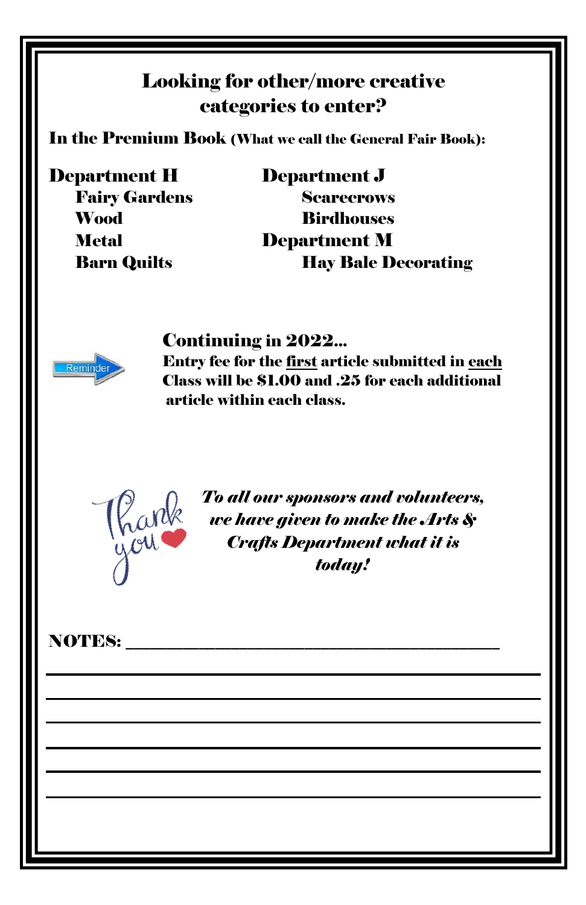## Looking for other/more creative categories to enter?

**In the Premium Book (What we call the General Fair Book):**

**Department H**
- Fairy Gardens
- Wood
- Metal
- Barn Quilts

**Department J**
- Scarecrows
- Birdhouses

**Department M**
- Hay Bale Decorating

Reminder

**Continuing in 2022…**
**Entry fee for the first article submitted in each Class will be $1.00 and .25 for each additional article within each class.**

Thank you

***To all our sponsors and volunteers, we have given to make the Arts & Crafts Department what it is today!***

**NOTES:** ______________________________________________

______________________________________________

______________________________________________

______________________________________________

______________________________________________

______________________________________________

______________________________________________